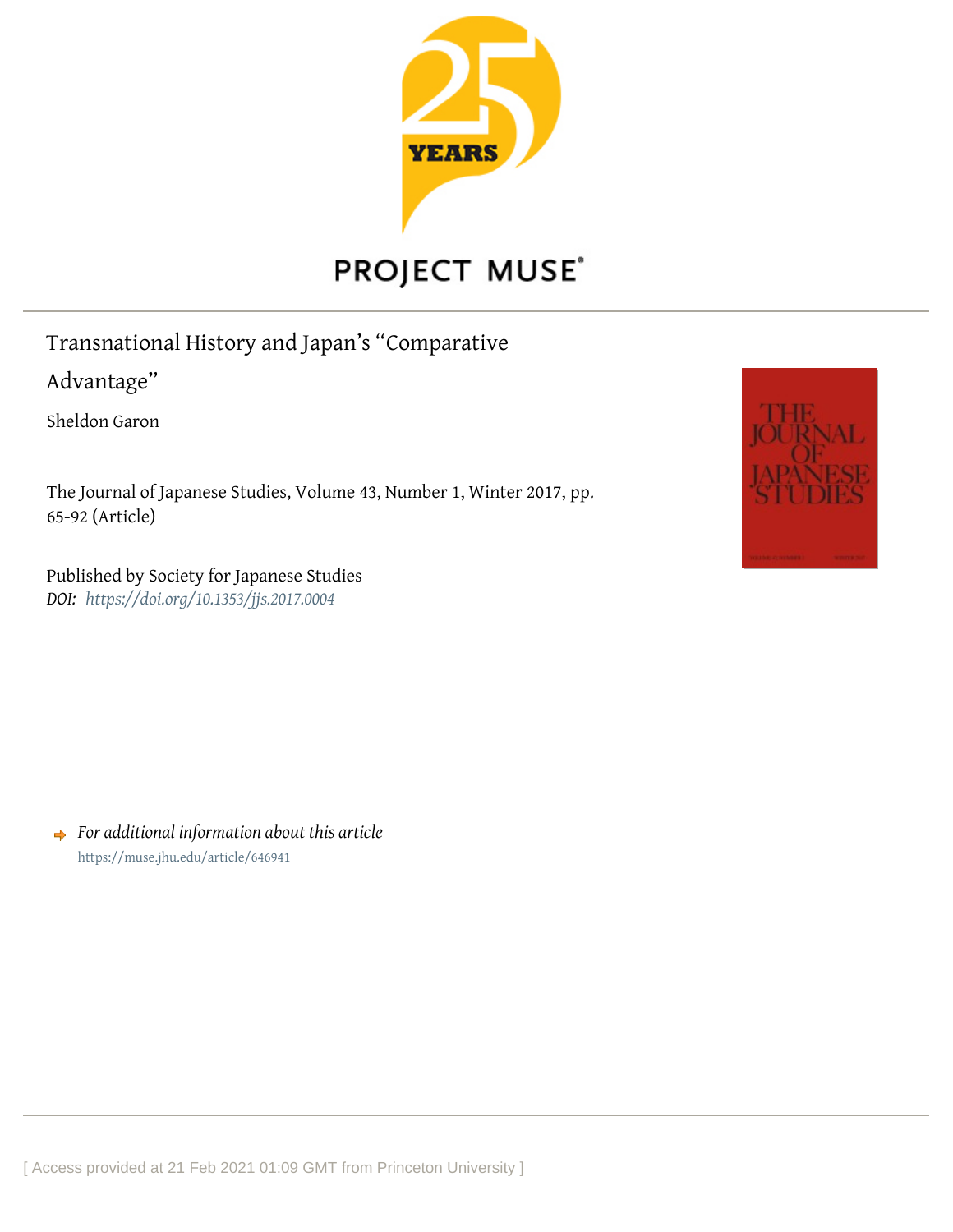# Transnational History and Japan's "Comparative Advantage"

Sheldon Garon

The Journal of Japanese Studies, Volume 43, Number 1, Winter 2017, pp. 65-92 (Article)

Published by Society for Japanese Studies
*DOI: https://doi.org/10.1353/jjs.2017.0004*

*For additional information about this article*
https://muse.jhu.edu/article/646941

[ Access provided at 21 Feb 2021 01:09 GMT from Princeton University ]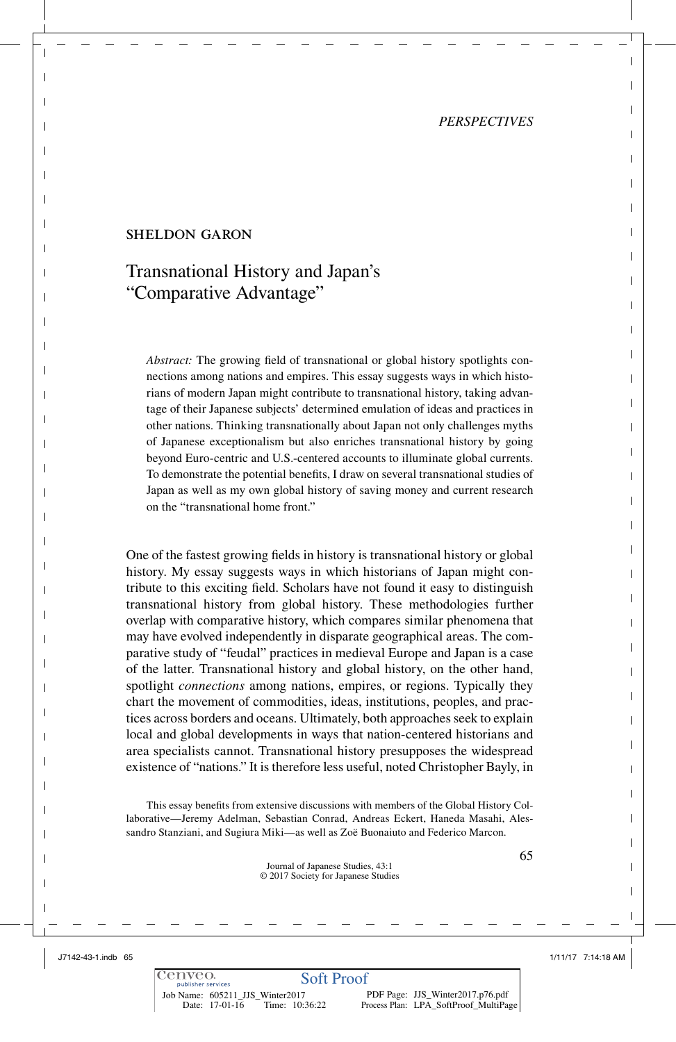*PERSPECTIVES*

SHELDON GARON

# Transnational History and Japan's "Comparative Advantage"

*Abstract:* The growing field of transnational or global history spotlights connections among nations and empires. This essay suggests ways in which historians of modern Japan might contribute to transnational history, taking advantage of their Japanese subjects' determined emulation of ideas and practices in other nations. Thinking transnationally about Japan not only challenges myths of Japanese exceptionalism but also enriches transnational history by going beyond Euro-centric and U.S.-centered accounts to illuminate global currents. To demonstrate the potential benefits, I draw on several transnational studies of Japan as well as my own global history of saving money and current research on the "transnational home front."

One of the fastest growing fields in history is transnational history or global history. My essay suggests ways in which historians of Japan might contribute to this exciting field. Scholars have not found it easy to distinguish transnational history from global history. These methodologies further overlap with comparative history, which compares similar phenomena that may have evolved independently in disparate geographical areas. The comparative study of "feudal" practices in medieval Europe and Japan is a case of the latter. Transnational history and global history, on the other hand, spotlight *connections* among nations, empires, or regions. Typically they chart the movement of commodities, ideas, institutions, peoples, and practices across borders and oceans. Ultimately, both approaches seek to explain local and global developments in ways that nation-centered historians and area specialists cannot. Transnational history presupposes the widespread existence of "nations." It is therefore less useful, noted Christopher Bayly, in

This essay benefits from extensive discussions with members of the Global History Collaborative—Jeremy Adelman, Sebastian Conrad, Andreas Eckert, Haneda Masahi, Alessandro Stanziani, and Sugiura Miki—as well as Zoë Buonaiuto and Federico Marcon.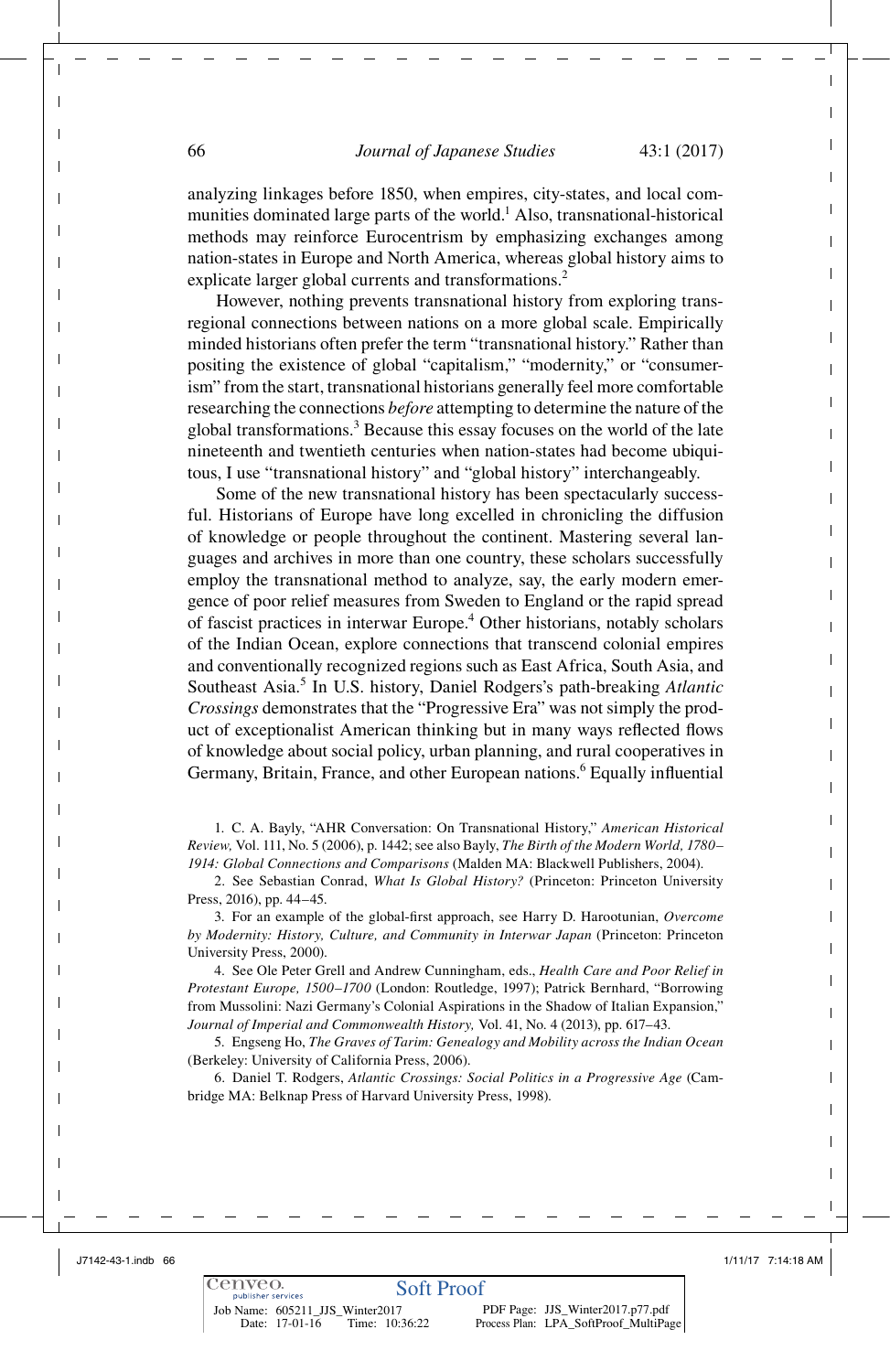analyzing linkages before 1850, when empires, city-states, and local communities dominated large parts of the world.[1] Also, transnational-historical methods may reinforce Eurocentrism by emphasizing exchanges among nation-states in Europe and North America, whereas global history aims to explicate larger global currents and transformations.[2]

However, nothing prevents transnational history from exploring transregional connections between nations on a more global scale. Empirically minded historians often prefer the term "transnational history." Rather than positing the existence of global "capitalism," "modernity," or "consumerism" from the start, transnational historians generally feel more comfortable researching the connections *before* attempting to determine the nature of the global transformations.[3] Because this essay focuses on the world of the late nineteenth and twentieth centuries when nation-states had become ubiquitous, I use "transnational history" and "global history" interchangeably.

Some of the new transnational history has been spectacularly successful. Historians of Europe have long excelled in chronicling the diffusion of knowledge or people throughout the continent. Mastering several languages and archives in more than one country, these scholars successfully employ the transnational method to analyze, say, the early modern emergence of poor relief measures from Sweden to England or the rapid spread of fascist practices in interwar Europe.[4] Other historians, notably scholars of the Indian Ocean, explore connections that transcend colonial empires and conventionally recognized regions such as East Africa, South Asia, and Southeast Asia.[5] In U.S. history, Daniel Rodgers's path-breaking *Atlantic Crossings* demonstrates that the "Progressive Era" was not simply the product of exceptionalist American thinking but in many ways reflected flows of knowledge about social policy, urban planning, and rural cooperatives in Germany, Britain, France, and other European nations.[6] Equally influential

1. C. A. Bayly, "AHR Conversation: On Transnational History," *American Historical Review,* Vol. 111, No. 5 (2006), p. 1442; see also Bayly, *The Birth of the Modern World, 1780–1914: Global Connections and Comparisons* (Malden MA: Blackwell Publishers, 2004).

2. See Sebastian Conrad, *What Is Global History?* (Princeton: Princeton University Press, 2016), pp. 44–45.

3. For an example of the global-first approach, see Harry D. Harootunian, *Overcome by Modernity: History, Culture, and Community in Interwar Japan* (Princeton: Princeton University Press, 2000).

4. See Ole Peter Grell and Andrew Cunningham, eds., *Health Care and Poor Relief in Protestant Europe, 1500–1700* (London: Routledge, 1997); Patrick Bernhard, "Borrowing from Mussolini: Nazi Germany's Colonial Aspirations in the Shadow of Italian Expansion," *Journal of Imperial and Commonwealth History,* Vol. 41, No. 4 (2013), pp. 617–43.

5. Engseng Ho, *The Graves of Tarim: Genealogy and Mobility across the Indian Ocean* (Berkeley: University of California Press, 2006).

6. Daniel T. Rodgers, *Atlantic Crossings: Social Politics in a Progressive Age* (Cambridge MA: Belknap Press of Harvard University Press, 1998).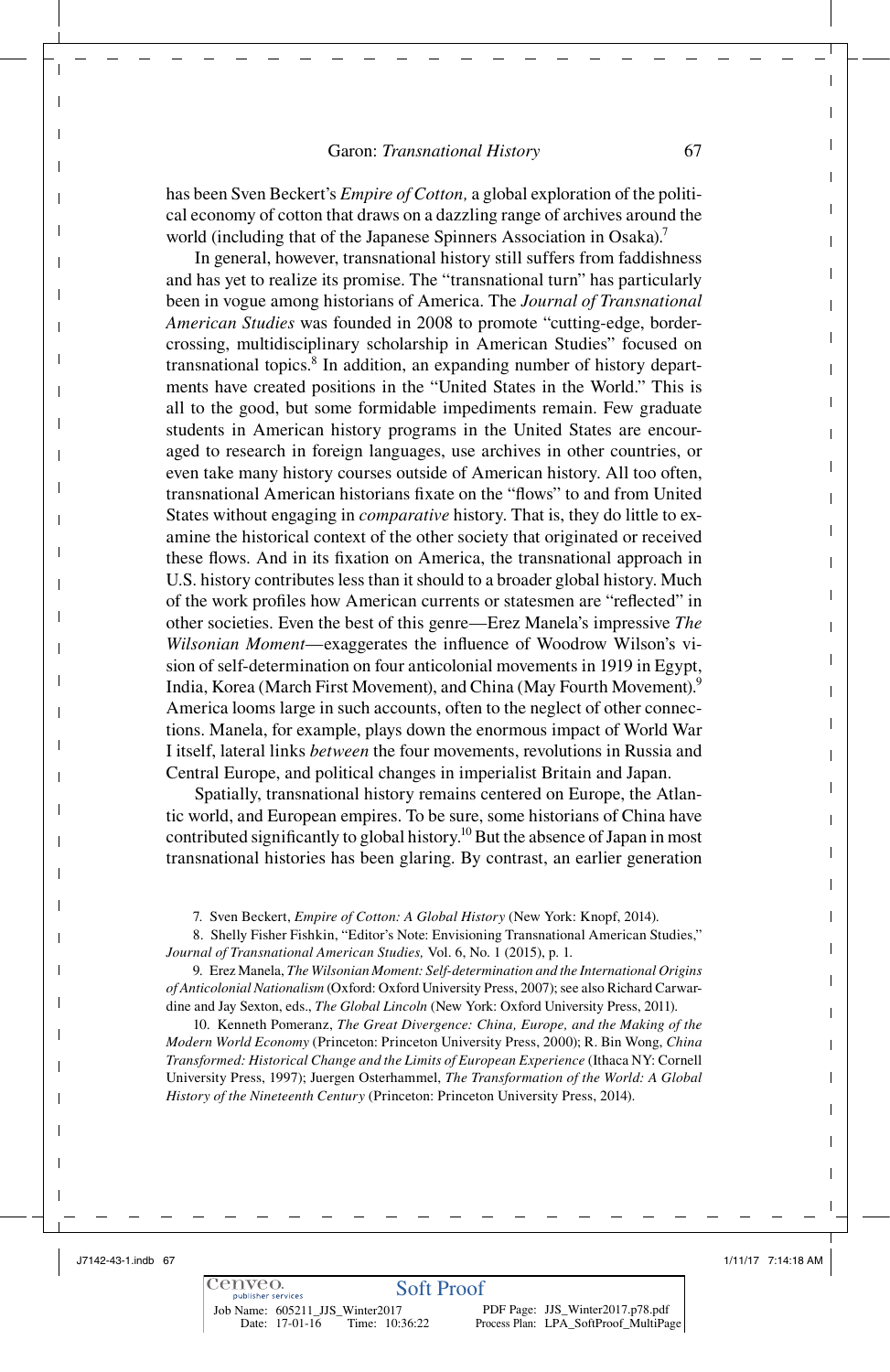has been Sven Beckert's *Empire of Cotton,* a global exploration of the political economy of cotton that draws on a dazzling range of archives around the world (including that of the Japanese Spinners Association in Osaka).[7]

In general, however, transnational history still suffers from faddishness and has yet to realize its promise. The "transnational turn" has particularly been in vogue among historians of America. The *Journal of Transnational American Studies* was founded in 2008 to promote "cutting-edge, border-crossing, multidisciplinary scholarship in American Studies" focused on transnational topics.[8] In addition, an expanding number of history departments have created positions in the "United States in the World." This is all to the good, but some formidable impediments remain. Few graduate students in American history programs in the United States are encouraged to research in foreign languages, use archives in other countries, or even take many history courses outside of American history. All too often, transnational American historians fixate on the "flows" to and from United States without engaging in *comparative* history. That is, they do little to examine the historical context of the other society that originated or received these flows. And in its fixation on America, the transnational approach in U.S. history contributes less than it should to a broader global history. Much of the work profiles how American currents or statesmen are "reflected" in other societies. Even the best of this genre—Erez Manela's impressive *The Wilsonian Moment*—exaggerates the influence of Woodrow Wilson's vision of self-determination on four anticolonial movements in 1919 in Egypt, India, Korea (March First Movement), and China (May Fourth Movement).[9] America looms large in such accounts, often to the neglect of other connections. Manela, for example, plays down the enormous impact of World War I itself, lateral links *between* the four movements, revolutions in Russia and Central Europe, and political changes in imperialist Britain and Japan.

Spatially, transnational history remains centered on Europe, the Atlantic world, and European empires. To be sure, some historians of China have contributed significantly to global history.[10] But the absence of Japan in most transnational histories has been glaring. By contrast, an earlier generation

7. Sven Beckert, *Empire of Cotton: A Global History* (New York: Knopf, 2014).

8. Shelly Fisher Fishkin, "Editor's Note: Envisioning Transnational American Studies," *Journal of Transnational American Studies,* Vol. 6, No. 1 (2015), p. 1.

9. Erez Manela, *The Wilsonian Moment: Self-determination and the International Origins of Anticolonial Nationalism* (Oxford: Oxford University Press, 2007); see also Richard Carwardine and Jay Sexton, eds., *The Global Lincoln* (New York: Oxford University Press, 2011).

10. Kenneth Pomeranz, *The Great Divergence: China, Europe, and the Making of the Modern World Economy* (Princeton: Princeton University Press, 2000); R. Bin Wong, *China Transformed: Historical Change and the Limits of European Experience* (Ithaca NY: Cornell University Press, 1997); Juergen Osterhammel, *The Transformation of the World: A Global History of the Nineteenth Century* (Princeton: Princeton University Press, 2014).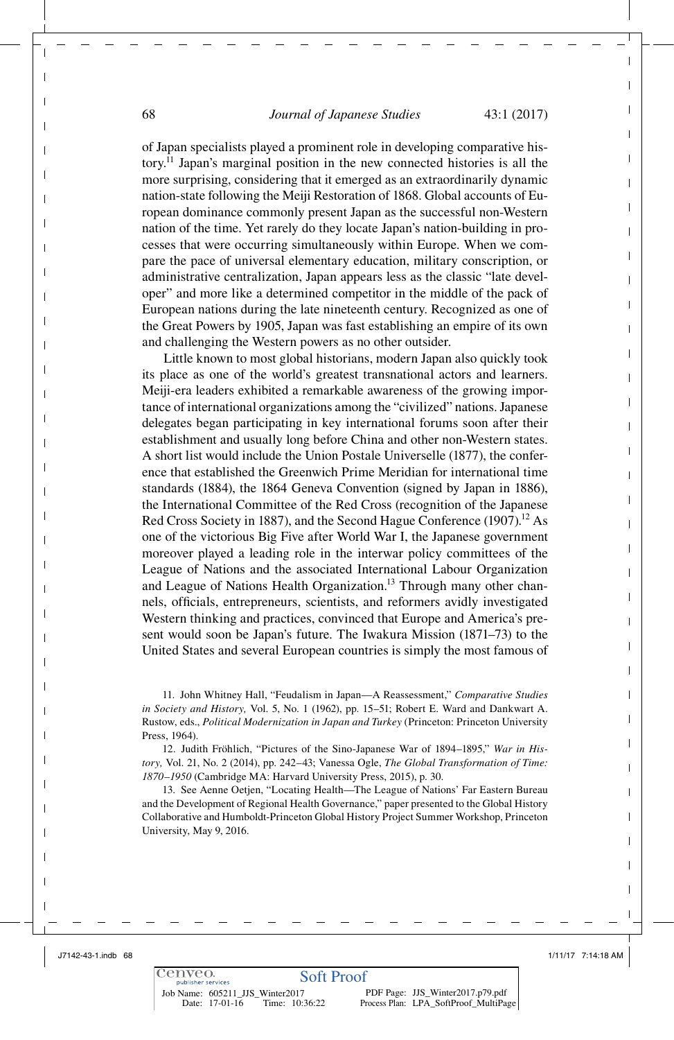of Japan specialists played a prominent role in developing comparative history.[11] Japan's marginal position in the new connected histories is all the more surprising, considering that it emerged as an extraordinarily dynamic nation-state following the Meiji Restoration of 1868. Global accounts of European dominance commonly present Japan as the successful non-Western nation of the time. Yet rarely do they locate Japan's nation-building in processes that were occurring simultaneously within Europe. When we compare the pace of universal elementary education, military conscription, or administrative centralization, Japan appears less as the classic "late developer" and more like a determined competitor in the middle of the pack of European nations during the late nineteenth century. Recognized as one of the Great Powers by 1905, Japan was fast establishing an empire of its own and challenging the Western powers as no other outsider.

Little known to most global historians, modern Japan also quickly took its place as one of the world's greatest transnational actors and learners. Meiji-era leaders exhibited a remarkable awareness of the growing importance of international organizations among the "civilized" nations. Japanese delegates began participating in key international forums soon after their establishment and usually long before China and other non-Western states. A short list would include the Union Postale Universelle (1877), the conference that established the Greenwich Prime Meridian for international time standards (1884), the 1864 Geneva Convention (signed by Japan in 1886), the International Committee of the Red Cross (recognition of the Japanese Red Cross Society in 1887), and the Second Hague Conference (1907).[12] As one of the victorious Big Five after World War I, the Japanese government moreover played a leading role in the interwar policy committees of the League of Nations and the associated International Labour Organization and League of Nations Health Organization.[13] Through many other channels, officials, entrepreneurs, scientists, and reformers avidly investigated Western thinking and practices, convinced that Europe and America's present would soon be Japan's future. The Iwakura Mission (1871–73) to the United States and several European countries is simply the most famous of

11. John Whitney Hall, "Feudalism in Japan—A Reassessment," *Comparative Studies in Society and History,* Vol. 5, No. 1 (1962), pp. 15–51; Robert E. Ward and Dankwart A. Rustow, eds., *Political Modernization in Japan and Turkey* (Princeton: Princeton University Press, 1964).

12. Judith Fröhlich, "Pictures of the Sino-Japanese War of 1894–1895," *War in History,* Vol. 21, No. 2 (2014), pp. 242–43; Vanessa Ogle, *The Global Transformation of Time: 1870–1950* (Cambridge MA: Harvard University Press, 2015), p. 30.

13. See Aenne Oetjen, "Locating Health—The League of Nations' Far Eastern Bureau and the Development of Regional Health Governance," paper presented to the Global History Collaborative and Humboldt-Princeton Global History Project Summer Workshop, Princeton University, May 9, 2016.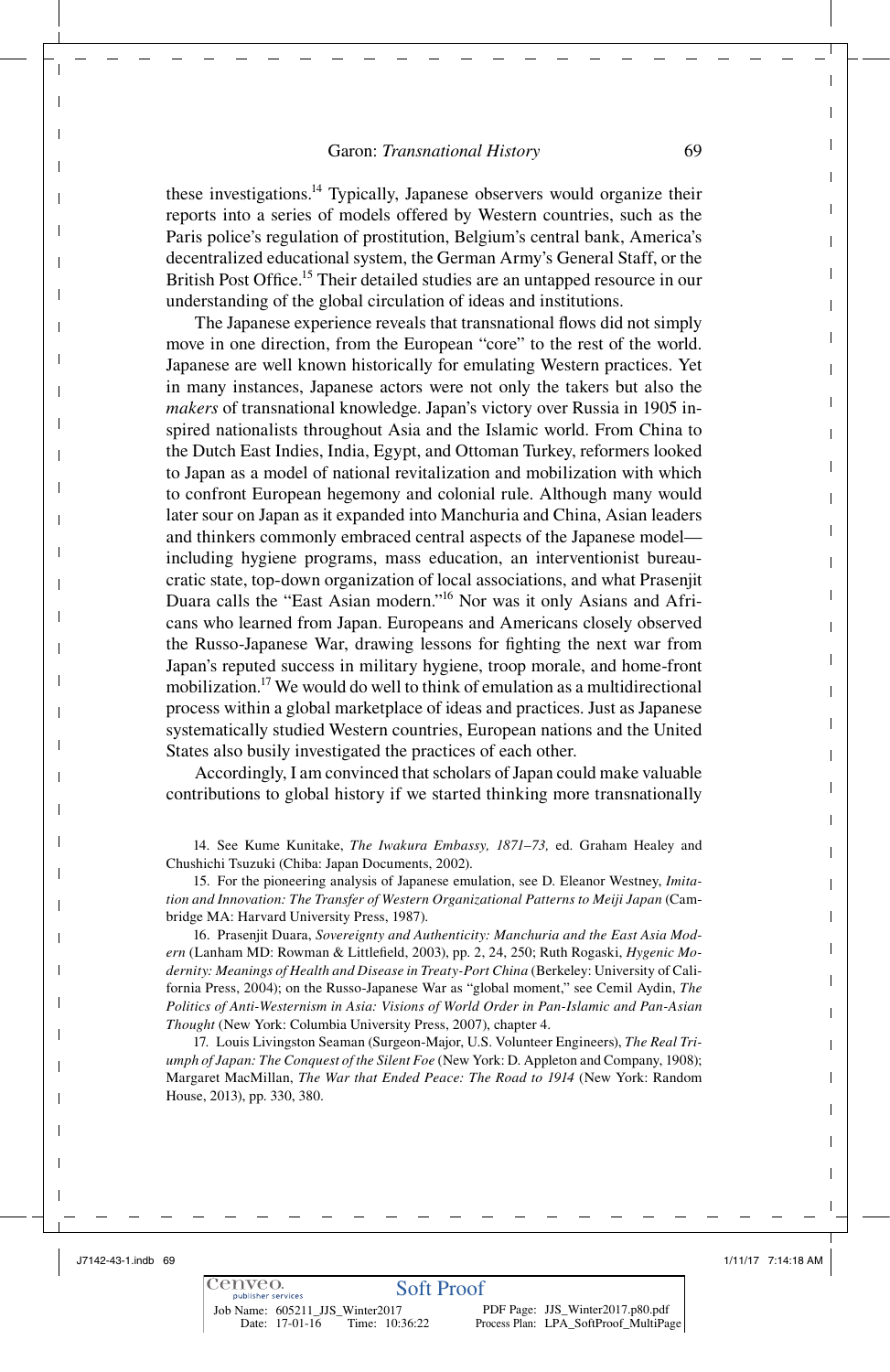these investigations.[14] Typically, Japanese observers would organize their reports into a series of models offered by Western countries, such as the Paris police's regulation of prostitution, Belgium's central bank, America's decentralized educational system, the German Army's General Staff, or the British Post Office.[15] Their detailed studies are an untapped resource in our understanding of the global circulation of ideas and institutions.

The Japanese experience reveals that transnational flows did not simply move in one direction, from the European "core" to the rest of the world. Japanese are well known historically for emulating Western practices. Yet in many instances, Japanese actors were not only the takers but also the *makers* of transnational knowledge. Japan's victory over Russia in 1905 inspired nationalists throughout Asia and the Islamic world. From China to the Dutch East Indies, India, Egypt, and Ottoman Turkey, reformers looked to Japan as a model of national revitalization and mobilization with which to confront European hegemony and colonial rule. Although many would later sour on Japan as it expanded into Manchuria and China, Asian leaders and thinkers commonly embraced central aspects of the Japanese model—including hygiene programs, mass education, an interventionist bureaucratic state, top-down organization of local associations, and what Prasenjit Duara calls the "East Asian modern."[16] Nor was it only Asians and Africans who learned from Japan. Europeans and Americans closely observed the Russo-Japanese War, drawing lessons for fighting the next war from Japan's reputed success in military hygiene, troop morale, and home-front mobilization.[17] We would do well to think of emulation as a multidirectional process within a global marketplace of ideas and practices. Just as Japanese systematically studied Western countries, European nations and the United States also busily investigated the practices of each other.

Accordingly, I am convinced that scholars of Japan could make valuable contributions to global history if we started thinking more transnationally

14. See Kume Kunitake, *The Iwakura Embassy, 1871–73,* ed. Graham Healey and Chushichi Tsuzuki (Chiba: Japan Documents, 2002).

15. For the pioneering analysis of Japanese emulation, see D. Eleanor Westney, *Imitation and Innovation: The Transfer of Western Organizational Patterns to Meiji Japan* (Cambridge MA: Harvard University Press, 1987).

16. Prasenjit Duara, *Sovereignty and Authenticity: Manchuria and the East Asia Modern* (Lanham MD: Rowman & Littlefield, 2003), pp. 2, 24, 250; Ruth Rogaski, *Hygenic Modernity: Meanings of Health and Disease in Treaty-Port China* (Berkeley: University of California Press, 2004); on the Russo-Japanese War as "global moment," see Cemil Aydin, *The Politics of Anti-Westernism in Asia: Visions of World Order in Pan-Islamic and Pan-Asian Thought* (New York: Columbia University Press, 2007), chapter 4.

17. Louis Livingston Seaman (Surgeon-Major, U.S. Volunteer Engineers), *The Real Triumph of Japan: The Conquest of the Silent Foe* (New York: D. Appleton and Company, 1908); Margaret MacMillan, *The War that Ended Peace: The Road to 1914* (New York: Random House, 2013), pp. 330, 380.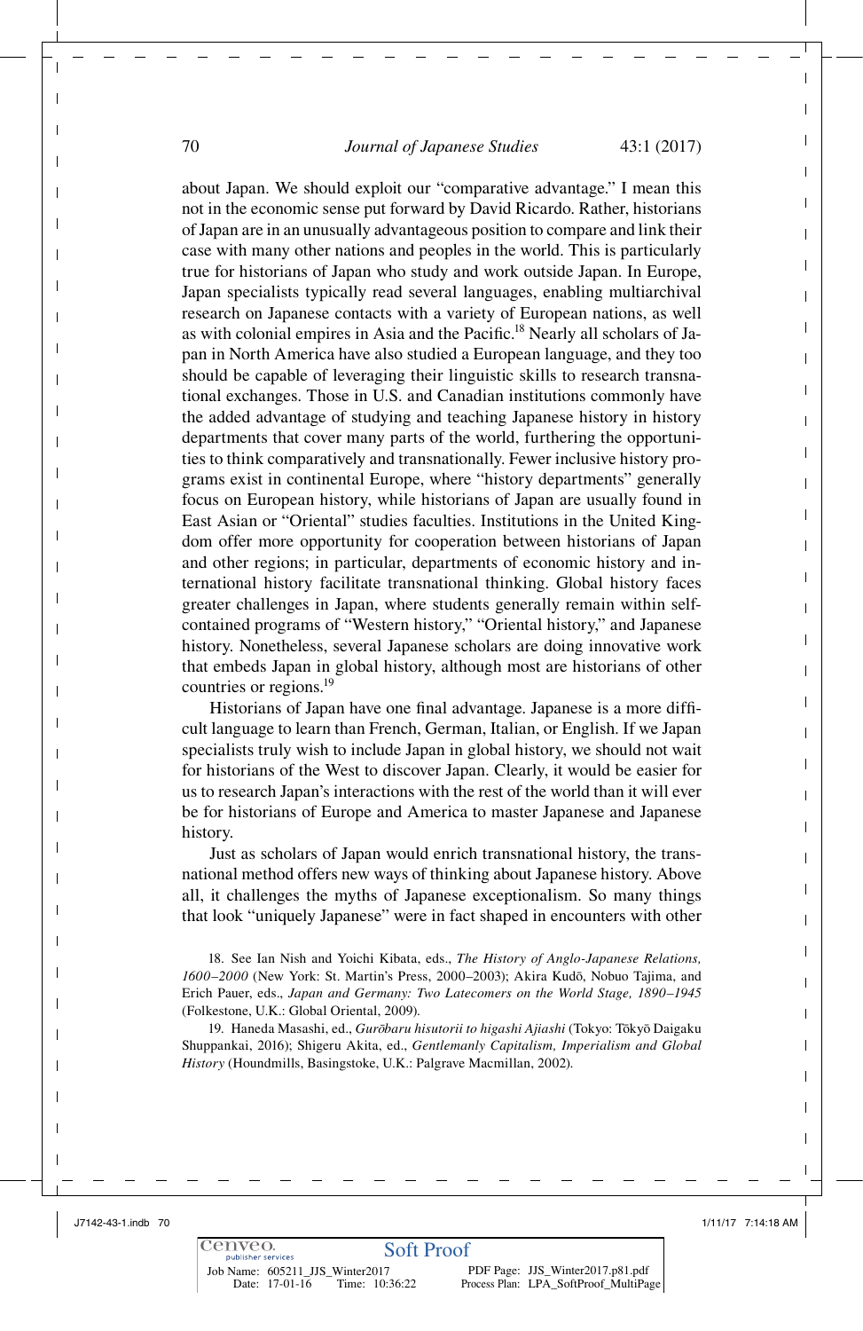about Japan. We should exploit our "comparative advantage." I mean this not in the economic sense put forward by David Ricardo. Rather, historians of Japan are in an unusually advantageous position to compare and link their case with many other nations and peoples in the world. This is particularly true for historians of Japan who study and work outside Japan. In Europe, Japan specialists typically read several languages, enabling multiarchival research on Japanese contacts with a variety of European nations, as well as with colonial empires in Asia and the Pacific.[18] Nearly all scholars of Japan in North America have also studied a European language, and they too should be capable of leveraging their linguistic skills to research transnational exchanges. Those in U.S. and Canadian institutions commonly have the added advantage of studying and teaching Japanese history in history departments that cover many parts of the world, furthering the opportunities to think comparatively and transnationally. Fewer inclusive history programs exist in continental Europe, where "history departments" generally focus on European history, while historians of Japan are usually found in East Asian or "Oriental" studies faculties. Institutions in the United Kingdom offer more opportunity for cooperation between historians of Japan and other regions; in particular, departments of economic history and international history facilitate transnational thinking. Global history faces greater challenges in Japan, where students generally remain within self-contained programs of "Western history," "Oriental history," and Japanese history. Nonetheless, several Japanese scholars are doing innovative work that embeds Japan in global history, although most are historians of other countries or regions.[19]

Historians of Japan have one final advantage. Japanese is a more difficult language to learn than French, German, Italian, or English. If we Japan specialists truly wish to include Japan in global history, we should not wait for historians of the West to discover Japan. Clearly, it would be easier for us to research Japan's interactions with the rest of the world than it will ever be for historians of Europe and America to master Japanese and Japanese history.

Just as scholars of Japan would enrich transnational history, the transnational method offers new ways of thinking about Japanese history. Above all, it challenges the myths of Japanese exceptionalism. So many things that look "uniquely Japanese" were in fact shaped in encounters with other

18. See Ian Nish and Yoichi Kibata, eds., *The History of Anglo-Japanese Relations, 1600–2000* (New York: St. Martin's Press, 2000–2003); Akira Kudō, Nobuo Tajima, and Erich Pauer, eds., *Japan and Germany: Two Latecomers on the World Stage, 1890–1945* (Folkestone, U.K.: Global Oriental, 2009).

19. Haneda Masashi, ed., *Gurōbaru hisutorii to higashi Ajiashi* (Tokyo: Tōkyō Daigaku Shuppankai, 2016); Shigeru Akita, ed., *Gentlemanly Capitalism, Imperialism and Global History* (Houndmills, Basingstoke, U.K.: Palgrave Macmillan, 2002).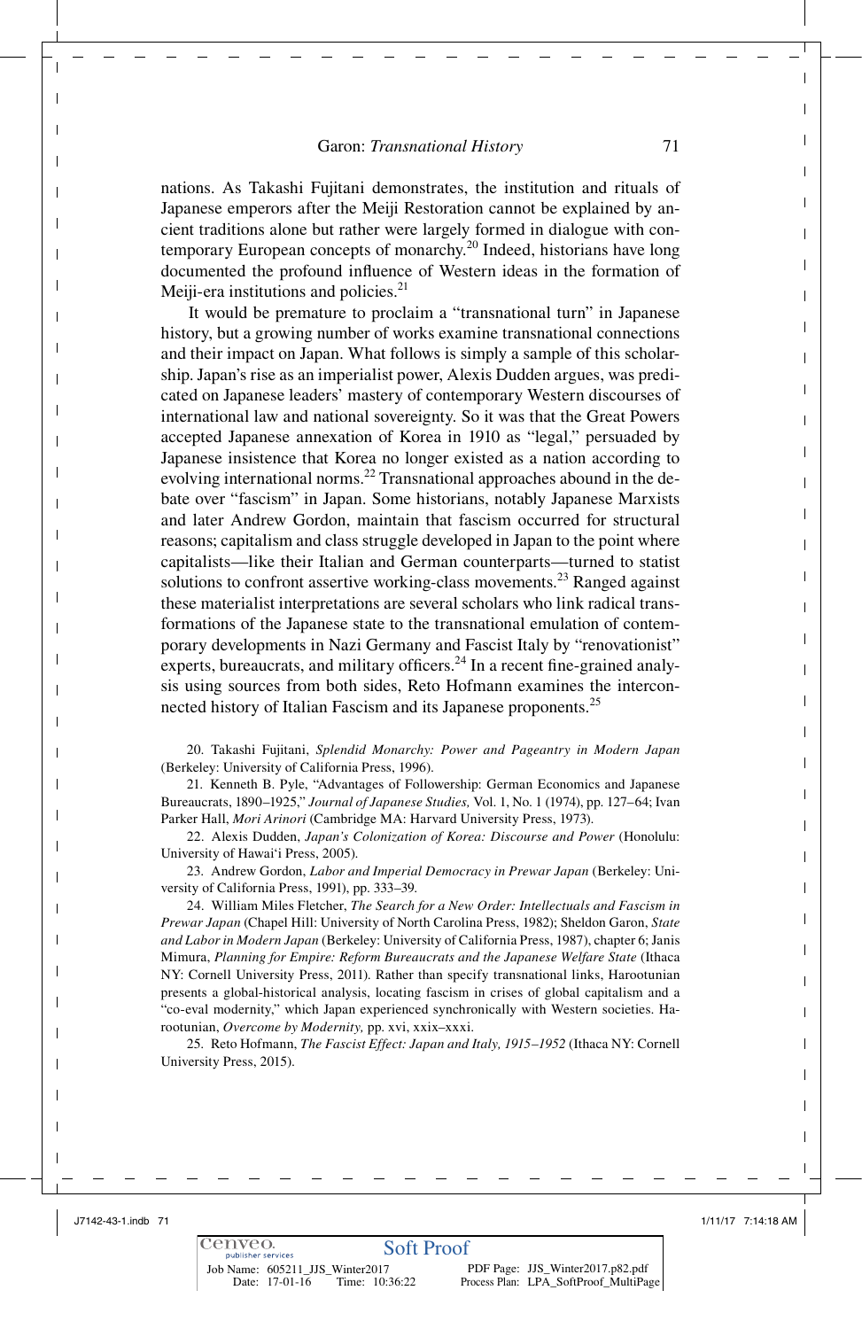nations. As Takashi Fujitani demonstrates, the institution and rituals of Japanese emperors after the Meiji Restoration cannot be explained by ancient traditions alone but rather were largely formed in dialogue with contemporary European concepts of monarchy.[20] Indeed, historians have long documented the profound influence of Western ideas in the formation of Meiji-era institutions and policies.[21]

It would be premature to proclaim a "transnational turn" in Japanese history, but a growing number of works examine transnational connections and their impact on Japan. What follows is simply a sample of this scholarship. Japan's rise as an imperialist power, Alexis Dudden argues, was predicated on Japanese leaders' mastery of contemporary Western discourses of international law and national sovereignty. So it was that the Great Powers accepted Japanese annexation of Korea in 1910 as "legal," persuaded by Japanese insistence that Korea no longer existed as a nation according to evolving international norms.[22] Transnational approaches abound in the debate over "fascism" in Japan. Some historians, notably Japanese Marxists and later Andrew Gordon, maintain that fascism occurred for structural reasons; capitalism and class struggle developed in Japan to the point where capitalists—like their Italian and German counterparts—turned to statist solutions to confront assertive working-class movements.[23] Ranged against these materialist interpretations are several scholars who link radical transformations of the Japanese state to the transnational emulation of contemporary developments in Nazi Germany and Fascist Italy by "renovationist" experts, bureaucrats, and military officers.[24] In a recent fine-grained analysis using sources from both sides, Reto Hofmann examines the interconnected history of Italian Fascism and its Japanese proponents.[25]

20. Takashi Fujitani, *Splendid Monarchy: Power and Pageantry in Modern Japan* (Berkeley: University of California Press, 1996).

21. Kenneth B. Pyle, "Advantages of Followership: German Economics and Japanese Bureaucrats, 1890–1925," *Journal of Japanese Studies,* Vol. 1, No. 1 (1974), pp. 127–64; Ivan Parker Hall, *Mori Arinori* (Cambridge MA: Harvard University Press, 1973).

22. Alexis Dudden, *Japan's Colonization of Korea: Discourse and Power* (Honolulu: University of Hawai'i Press, 2005).

23. Andrew Gordon, *Labor and Imperial Democracy in Prewar Japan* (Berkeley: University of California Press, 1991), pp. 333–39.

24. William Miles Fletcher, *The Search for a New Order: Intellectuals and Fascism in Prewar Japan* (Chapel Hill: University of North Carolina Press, 1982); Sheldon Garon, *State and Labor in Modern Japan* (Berkeley: University of California Press, 1987), chapter 6; Janis Mimura, *Planning for Empire: Reform Bureaucrats and the Japanese Welfare State* (Ithaca NY: Cornell University Press, 2011). Rather than specify transnational links, Harootunian presents a global-historical analysis, locating fascism in crises of global capitalism and a "co-eval modernity," which Japan experienced synchronically with Western societies. Harootunian, *Overcome by Modernity,* pp. xvi, xxix–xxxi.

25. Reto Hofmann, *The Fascist Effect: Japan and Italy, 1915–1952* (Ithaca NY: Cornell University Press, 2015).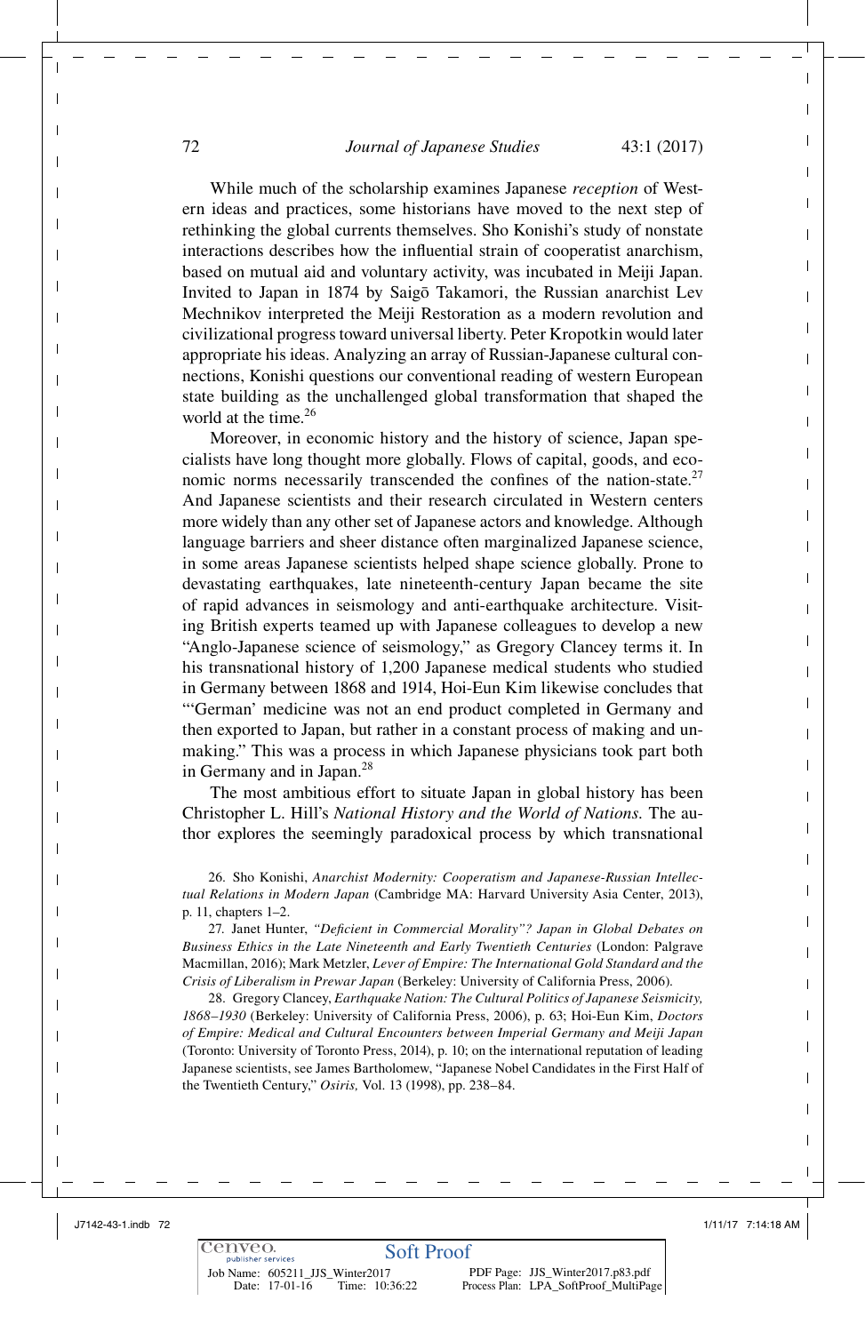While much of the scholarship examines Japanese *reception* of Western ideas and practices, some historians have moved to the next step of rethinking the global currents themselves. Sho Konishi's study of nonstate interactions describes how the influential strain of cooperatist anarchism, based on mutual aid and voluntary activity, was incubated in Meiji Japan. Invited to Japan in 1874 by Saigō Takamori, the Russian anarchist Lev Mechnikov interpreted the Meiji Restoration as a modern revolution and civilizational progress toward universal liberty. Peter Kropotkin would later appropriate his ideas. Analyzing an array of Russian-Japanese cultural connections, Konishi questions our conventional reading of western European state building as the unchallenged global transformation that shaped the world at the time.[26]

Moreover, in economic history and the history of science, Japan specialists have long thought more globally. Flows of capital, goods, and economic norms necessarily transcended the confines of the nation-state.[27] And Japanese scientists and their research circulated in Western centers more widely than any other set of Japanese actors and knowledge. Although language barriers and sheer distance often marginalized Japanese science, in some areas Japanese scientists helped shape science globally. Prone to devastating earthquakes, late nineteenth-century Japan became the site of rapid advances in seismology and anti-earthquake architecture. Visiting British experts teamed up with Japanese colleagues to develop a new "Anglo-Japanese science of seismology," as Gregory Clancey terms it. In his transnational history of 1,200 Japanese medical students who studied in Germany between 1868 and 1914, Hoi-Eun Kim likewise concludes that "'German' medicine was not an end product completed in Germany and then exported to Japan, but rather in a constant process of making and unmaking." This was a process in which Japanese physicians took part both in Germany and in Japan.[28]

The most ambitious effort to situate Japan in global history has been Christopher L. Hill's *National History and the World of Nations.* The author explores the seemingly paradoxical process by which transnational

26. Sho Konishi, *Anarchist Modernity: Cooperatism and Japanese-Russian Intellectual Relations in Modern Japan* (Cambridge MA: Harvard University Asia Center, 2013), p. 11, chapters 1–2.

27. Janet Hunter, *"Deficient in Commercial Morality"? Japan in Global Debates on Business Ethics in the Late Nineteenth and Early Twentieth Centuries* (London: Palgrave Macmillan, 2016); Mark Metzler, *Lever of Empire: The International Gold Standard and the Crisis of Liberalism in Prewar Japan* (Berkeley: University of California Press, 2006).

28. Gregory Clancey, *Earthquake Nation: The Cultural Politics of Japanese Seismicity, 1868–1930* (Berkeley: University of California Press, 2006), p. 63; Hoi-Eun Kim, *Doctors of Empire: Medical and Cultural Encounters between Imperial Germany and Meiji Japan* (Toronto: University of Toronto Press, 2014), p. 10; on the international reputation of leading Japanese scientists, see James Bartholomew, "Japanese Nobel Candidates in the First Half of the Twentieth Century," *Osiris,* Vol. 13 (1998), pp. 238–84.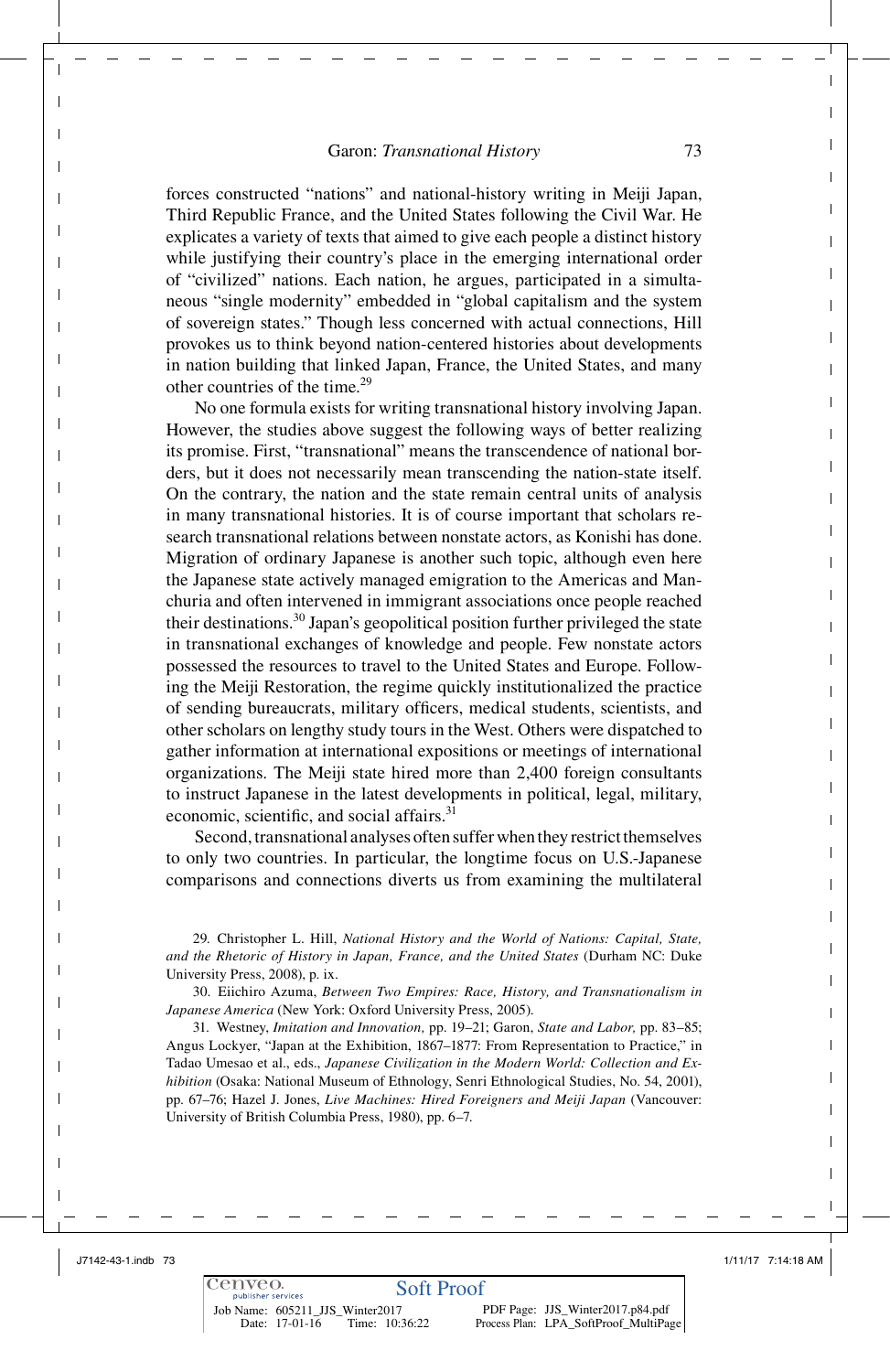forces constructed "nations" and national-history writing in Meiji Japan, Third Republic France, and the United States following the Civil War. He explicates a variety of texts that aimed to give each people a distinct history while justifying their country's place in the emerging international order of "civilized" nations. Each nation, he argues, participated in a simultaneous "single modernity" embedded in "global capitalism and the system of sovereign states." Though less concerned with actual connections, Hill provokes us to think beyond nation-centered histories about developments in nation building that linked Japan, France, the United States, and many other countries of the time.[29]

No one formula exists for writing transnational history involving Japan. However, the studies above suggest the following ways of better realizing its promise. First, "transnational" means the transcendence of national borders, but it does not necessarily mean transcending the nation-state itself. On the contrary, the nation and the state remain central units of analysis in many transnational histories. It is of course important that scholars research transnational relations between nonstate actors, as Konishi has done. Migration of ordinary Japanese is another such topic, although even here the Japanese state actively managed emigration to the Americas and Manchuria and often intervened in immigrant associations once people reached their destinations.[30] Japan's geopolitical position further privileged the state in transnational exchanges of knowledge and people. Few nonstate actors possessed the resources to travel to the United States and Europe. Following the Meiji Restoration, the regime quickly institutionalized the practice of sending bureaucrats, military officers, medical students, scientists, and other scholars on lengthy study tours in the West. Others were dispatched to gather information at international expositions or meetings of international organizations. The Meiji state hired more than 2,400 foreign consultants to instruct Japanese in the latest developments in political, legal, military, economic, scientific, and social affairs.[31]

Second, transnational analyses often suffer when they restrict themselves to only two countries. In particular, the longtime focus on U.S.-Japanese comparisons and connections diverts us from examining the multilateral

29. Christopher L. Hill, *National History and the World of Nations: Capital, State, and the Rhetoric of History in Japan, France, and the United States* (Durham NC: Duke University Press, 2008), p. ix.

30. Eiichiro Azuma, *Between Two Empires: Race, History, and Transnationalism in Japanese America* (New York: Oxford University Press, 2005).

31. Westney, *Imitation and Innovation,* pp. 19–21; Garon, *State and Labor,* pp. 83–85; Angus Lockyer, "Japan at the Exhibition, 1867–1877: From Representation to Practice," in Tadao Umesao et al., eds., *Japanese Civilization in the Modern World: Collection and Exhibition* (Osaka: National Museum of Ethnology, Senri Ethnological Studies, No. 54, 2001), pp. 67–76; Hazel J. Jones, *Live Machines: Hired Foreigners and Meiji Japan* (Vancouver: University of British Columbia Press, 1980), pp. 6–7.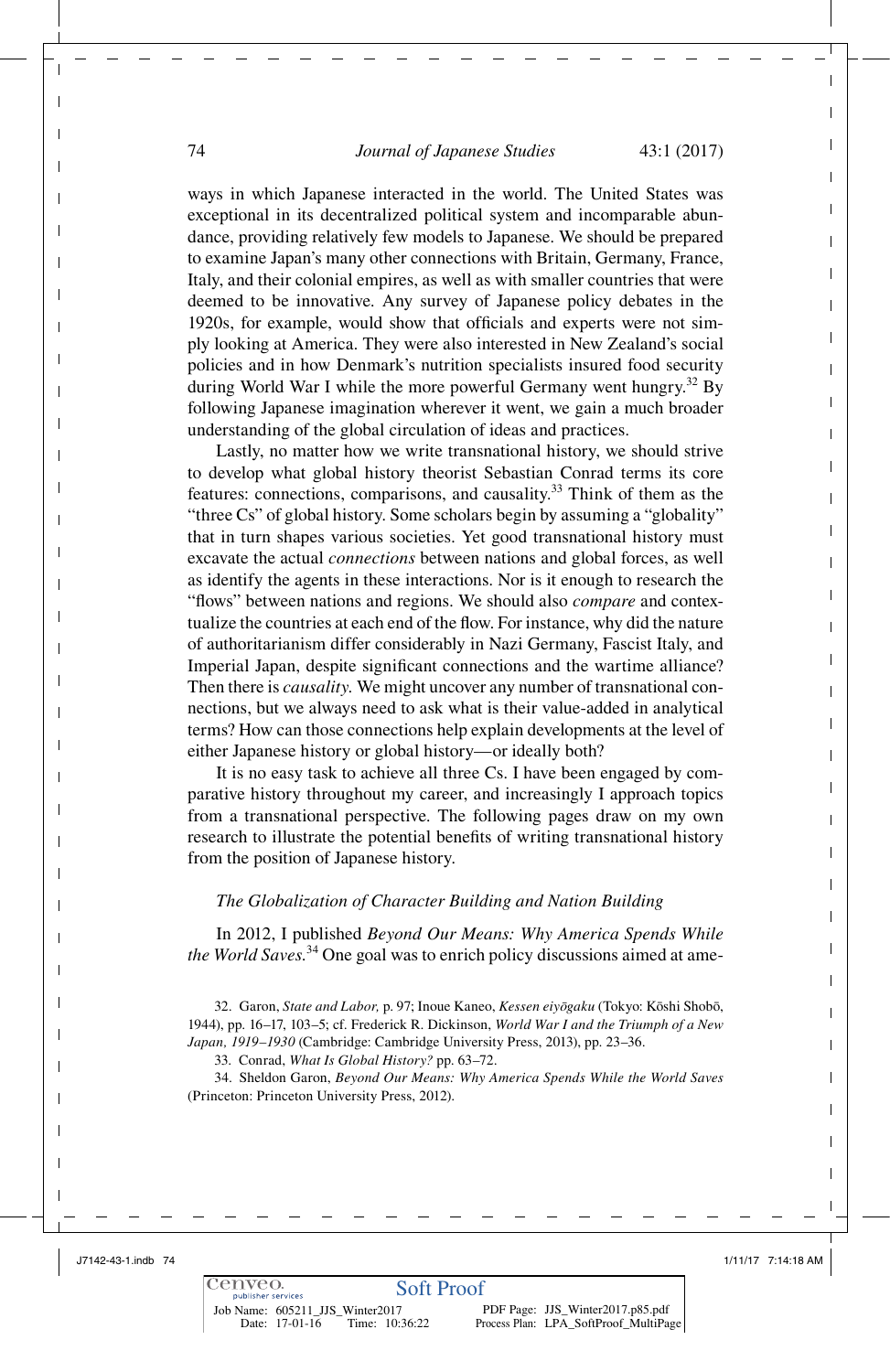ways in which Japanese interacted in the world. The United States was exceptional in its decentralized political system and incomparable abundance, providing relatively few models to Japanese. We should be prepared to examine Japan's many other connections with Britain, Germany, France, Italy, and their colonial empires, as well as with smaller countries that were deemed to be innovative. Any survey of Japanese policy debates in the 1920s, for example, would show that officials and experts were not simply looking at America. They were also interested in New Zealand's social policies and in how Denmark's nutrition specialists insured food security during World War I while the more powerful Germany went hungry.[32] By following Japanese imagination wherever it went, we gain a much broader understanding of the global circulation of ideas and practices.

Lastly, no matter how we write transnational history, we should strive to develop what global history theorist Sebastian Conrad terms its core features: connections, comparisons, and causality.[33] Think of them as the "three Cs" of global history. Some scholars begin by assuming a "globality" that in turn shapes various societies. Yet good transnational history must excavate the actual *connections* between nations and global forces, as well as identify the agents in these interactions. Nor is it enough to research the "flows" between nations and regions. We should also *compare* and contextualize the countries at each end of the flow. For instance, why did the nature of authoritarianism differ considerably in Nazi Germany, Fascist Italy, and Imperial Japan, despite significant connections and the wartime alliance? Then there is *causality*. We might uncover any number of transnational connections, but we always need to ask what is their value-added in analytical terms? How can those connections help explain developments at the level of either Japanese history or global history—or ideally both?

It is no easy task to achieve all three Cs. I have been engaged by comparative history throughout my career, and increasingly I approach topics from a transnational perspective. The following pages draw on my own research to illustrate the potential benefits of writing transnational history from the position of Japanese history.

### *The Globalization of Character Building and Nation Building*

In 2012, I published *Beyond Our Means: Why America Spends While the World Saves*.[34] One goal was to enrich policy discussions aimed at ame-

32. Garon, *State and Labor,* p. 97; Inoue Kaneo, *Kessen eiyōgaku* (Tokyo: Kōshi Shobō, 1944), pp. 16–17, 103–5; cf. Frederick R. Dickinson, *World War I and the Triumph of a New Japan, 1919–1930* (Cambridge: Cambridge University Press, 2013), pp. 23–36.

33. Conrad, *What Is Global History?* pp. 63–72.

34. Sheldon Garon, *Beyond Our Means: Why America Spends While the World Saves* (Princeton: Princeton University Press, 2012).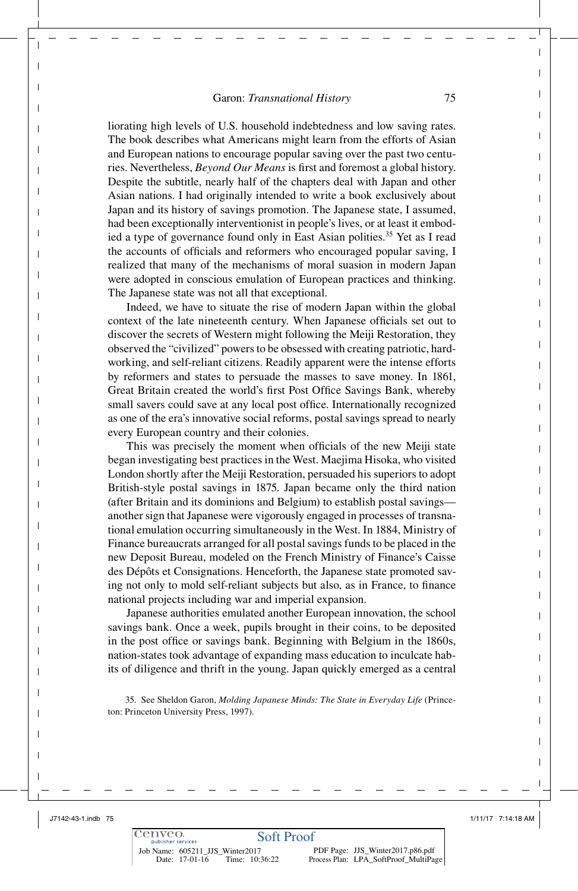liorating high levels of U.S. household indebtedness and low saving rates. The book describes what Americans might learn from the efforts of Asian and European nations to encourage popular saving over the past two centuries. Nevertheless, *Beyond Our Means* is first and foremost a global history. Despite the subtitle, nearly half of the chapters deal with Japan and other Asian nations. I had originally intended to write a book exclusively about Japan and its history of savings promotion. The Japanese state, I assumed, had been exceptionally interventionist in people's lives, or at least it embodied a type of governance found only in East Asian polities.[35] Yet as I read the accounts of officials and reformers who encouraged popular saving, I realized that many of the mechanisms of moral suasion in modern Japan were adopted in conscious emulation of European practices and thinking. The Japanese state was not all that exceptional.

Indeed, we have to situate the rise of modern Japan within the global context of the late nineteenth century. When Japanese officials set out to discover the secrets of Western might following the Meiji Restoration, they observed the "civilized" powers to be obsessed with creating patriotic, hardworking, and self-reliant citizens. Readily apparent were the intense efforts by reformers and states to persuade the masses to save money. In 1861, Great Britain created the world's first Post Office Savings Bank, whereby small savers could save at any local post office. Internationally recognized as one of the era's innovative social reforms, postal savings spread to nearly every European country and their colonies.

This was precisely the moment when officials of the new Meiji state began investigating best practices in the West. Maejima Hisoka, who visited London shortly after the Meiji Restoration, persuaded his superiors to adopt British-style postal savings in 1875. Japan became only the third nation (after Britain and its dominions and Belgium) to establish postal savings—another sign that Japanese were vigorously engaged in processes of transnational emulation occurring simultaneously in the West. In 1884, Ministry of Finance bureaucrats arranged for all postal savings funds to be placed in the new Deposit Bureau, modeled on the French Ministry of Finance's Caisse des Dépôts et Consignations. Henceforth, the Japanese state promoted saving not only to mold self-reliant subjects but also, as in France, to finance national projects including war and imperial expansion.

Japanese authorities emulated another European innovation, the school savings bank. Once a week, pupils brought in their coins, to be deposited in the post office or savings bank. Beginning with Belgium in the 1860s, nation-states took advantage of expanding mass education to inculcate habits of diligence and thrift in the young. Japan quickly emerged as a central

35. See Sheldon Garon, *Molding Japanese Minds: The State in Everyday Life* (Princeton: Princeton University Press, 1997).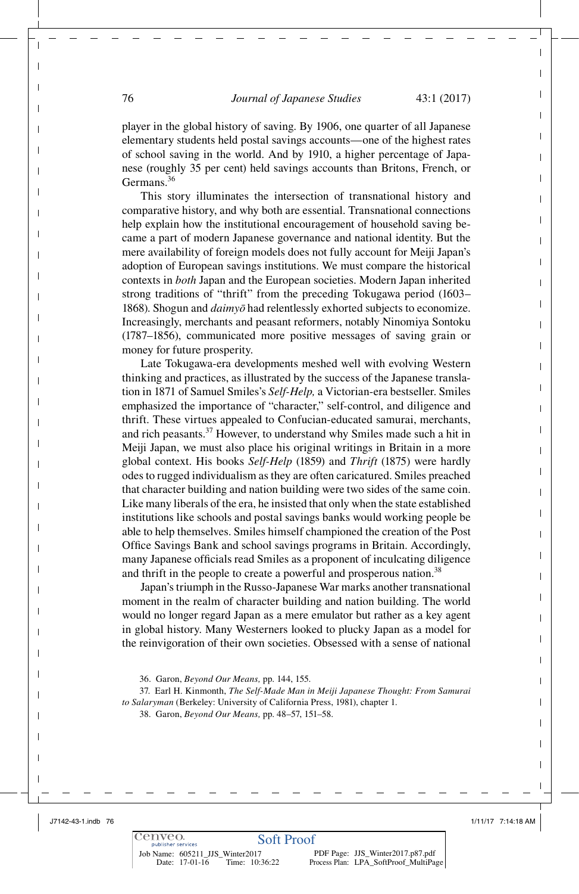player in the global history of saving. By 1906, one quarter of all Japanese elementary students held postal savings accounts—one of the highest rates of school saving in the world. And by 1910, a higher percentage of Japanese (roughly 35 per cent) held savings accounts than Britons, French, or Germans.[36]

This story illuminates the intersection of transnational history and comparative history, and why both are essential. Transnational connections help explain how the institutional encouragement of household saving became a part of modern Japanese governance and national identity. But the mere availability of foreign models does not fully account for Meiji Japan's adoption of European savings institutions. We must compare the historical contexts in *both* Japan and the European societies. Modern Japan inherited strong traditions of "thrift" from the preceding Tokugawa period (1603–1868). Shogun and *daimyō* had relentlessly exhorted subjects to economize. Increasingly, merchants and peasant reformers, notably Ninomiya Sontoku (1787–1856), communicated more positive messages of saving grain or money for future prosperity.

Late Tokugawa-era developments meshed well with evolving Western thinking and practices, as illustrated by the success of the Japanese translation in 1871 of Samuel Smiles's *Self-Help,* a Victorian-era bestseller. Smiles emphasized the importance of "character," self-control, and diligence and thrift. These virtues appealed to Confucian-educated samurai, merchants, and rich peasants.[37] However, to understand why Smiles made such a hit in Meiji Japan, we must also place his original writings in Britain in a more global context. His books *Self-Help* (1859) and *Thrift* (1875) were hardly odes to rugged individualism as they are often caricatured. Smiles preached that character building and nation building were two sides of the same coin. Like many liberals of the era, he insisted that only when the state established institutions like schools and postal savings banks would working people be able to help themselves. Smiles himself championed the creation of the Post Office Savings Bank and school savings programs in Britain. Accordingly, many Japanese officials read Smiles as a proponent of inculcating diligence and thrift in the people to create a powerful and prosperous nation.[38]

Japan's triumph in the Russo-Japanese War marks another transnational moment in the realm of character building and nation building. The world would no longer regard Japan as a mere emulator but rather as a key agent in global history. Many Westerners looked to plucky Japan as a model for the reinvigoration of their own societies. Obsessed with a sense of national

36. Garon, *Beyond Our Means,* pp. 144, 155.

37. Earl H. Kinmonth, *The Self-Made Man in Meiji Japanese Thought: From Samurai to Salaryman* (Berkeley: University of California Press, 1981), chapter 1.

38. Garon, *Beyond Our Means,* pp. 48–57, 151–58.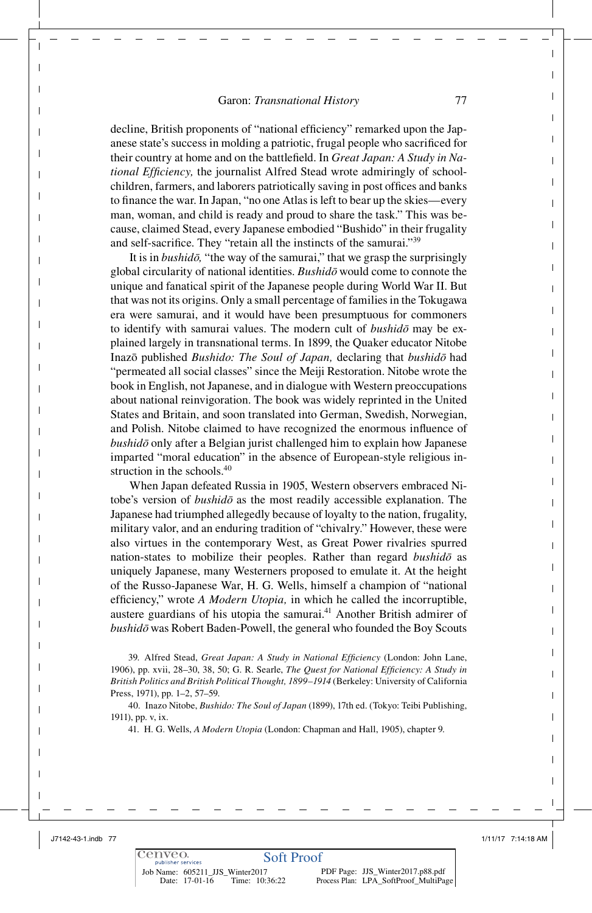decline, British proponents of "national efficiency" remarked upon the Japanese state's success in molding a patriotic, frugal people who sacrificed for their country at home and on the battlefield. In *Great Japan: A Study in National Efficiency,* the journalist Alfred Stead wrote admiringly of schoolchildren, farmers, and laborers patriotically saving in post offices and banks to finance the war. In Japan, "no one Atlas is left to bear up the skies—every man, woman, and child is ready and proud to share the task." This was because, claimed Stead, every Japanese embodied "Bushido" in their frugality and self-sacrifice. They "retain all the instincts of the samurai."[39]

It is in *bushidō,* "the way of the samurai," that we grasp the surprisingly global circularity of national identities. *Bushidō* would come to connote the unique and fanatical spirit of the Japanese people during World War II. But that was not its origins. Only a small percentage of families in the Tokugawa era were samurai, and it would have been presumptuous for commoners to identify with samurai values. The modern cult of *bushidō* may be explained largely in transnational terms. In 1899, the Quaker educator Nitobe Inazō published *Bushido: The Soul of Japan,* declaring that *bushidō* had "permeated all social classes" since the Meiji Restoration. Nitobe wrote the book in English, not Japanese, and in dialogue with Western preoccupations about national reinvigoration. The book was widely reprinted in the United States and Britain, and soon translated into German, Swedish, Norwegian, and Polish. Nitobe claimed to have recognized the enormous influence of *bushidō* only after a Belgian jurist challenged him to explain how Japanese imparted "moral education" in the absence of European-style religious instruction in the schools.[40]

When Japan defeated Russia in 1905, Western observers embraced Nitobe's version of *bushidō* as the most readily accessible explanation. The Japanese had triumphed allegedly because of loyalty to the nation, frugality, military valor, and an enduring tradition of "chivalry." However, these were also virtues in the contemporary West, as Great Power rivalries spurred nation-states to mobilize their peoples. Rather than regard *bushidō* as uniquely Japanese, many Westerners proposed to emulate it. At the height of the Russo-Japanese War, H. G. Wells, himself a champion of "national efficiency," wrote *A Modern Utopia,* in which he called the incorruptible, austere guardians of his utopia the samurai.[41] Another British admirer of *bushidō* was Robert Baden-Powell, the general who founded the Boy Scouts

39. Alfred Stead, *Great Japan: A Study in National Efficiency* (London: John Lane, 1906), pp. xvii, 28–30, 38, 50; G. R. Searle, *The Quest for National Efficiency: A Study in British Politics and British Political Thought, 1899–1914* (Berkeley: University of California Press, 1971), pp. 1–2, 57–59.

40. Inazo Nitobe, *Bushido: The Soul of Japan* (1899), 17th ed. (Tokyo: Teibi Publishing, 1911), pp. v, ix.

41. H. G. Wells, *A Modern Utopia* (London: Chapman and Hall, 1905), chapter 9.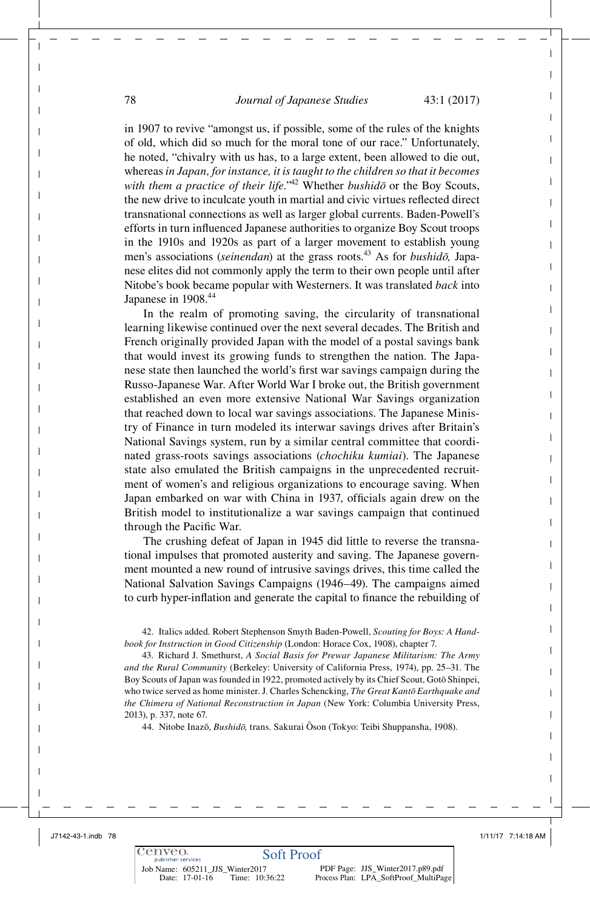in 1907 to revive "amongst us, if possible, some of the rules of the knights of old, which did so much for the moral tone of our race." Unfortunately, he noted, "chivalry with us has, to a large extent, been allowed to die out, whereas *in Japan, for instance, it is taught to the children so that it becomes with them a practice of their life*."[42] Whether *bushidō* or the Boy Scouts, the new drive to inculcate youth in martial and civic virtues reflected direct transnational connections as well as larger global currents. Baden-Powell's efforts in turn influenced Japanese authorities to organize Boy Scout troops in the 1910s and 1920s as part of a larger movement to establish young men's associations (*seinendan*) at the grass roots.[43] As for *bushidō,* Japanese elites did not commonly apply the term to their own people until after Nitobe's book became popular with Westerners. It was translated *back* into Japanese in 1908.[44]

In the realm of promoting saving, the circularity of transnational learning likewise continued over the next several decades. The British and French originally provided Japan with the model of a postal savings bank that would invest its growing funds to strengthen the nation. The Japanese state then launched the world's first war savings campaign during the Russo-Japanese War. After World War I broke out, the British government established an even more extensive National War Savings organization that reached down to local war savings associations. The Japanese Ministry of Finance in turn modeled its interwar savings drives after Britain's National Savings system, run by a similar central committee that coordinated grass-roots savings associations (*chochiku kumiai*). The Japanese state also emulated the British campaigns in the unprecedented recruitment of women's and religious organizations to encourage saving. When Japan embarked on war with China in 1937, officials again drew on the British model to institutionalize a war savings campaign that continued through the Pacific War.

The crushing defeat of Japan in 1945 did little to reverse the transnational impulses that promoted austerity and saving. The Japanese government mounted a new round of intrusive savings drives, this time called the National Salvation Savings Campaigns (1946–49). The campaigns aimed to curb hyper-inflation and generate the capital to finance the rebuilding of

42. Italics added. Robert Stephenson Smyth Baden-Powell, *Scouting for Boys: A Handbook for Instruction in Good Citizenship* (London: Horace Cox, 1908), chapter 7.

43. Richard J. Smethurst, *A Social Basis for Prewar Japanese Militarism: The Army and the Rural Community* (Berkeley: University of California Press, 1974), pp. 25–31. The Boy Scouts of Japan was founded in 1922, promoted actively by its Chief Scout, Gotō Shinpei, who twice served as home minister. J. Charles Schencking, *The Great Kantō Earthquake and the Chimera of National Reconstruction in Japan* (New York: Columbia University Press, 2013), p. 337, note 67.

44. Nitobe Inazō, *Bushidō,* trans. Sakurai Ōson (Tokyo: Teibi Shuppansha, 1908).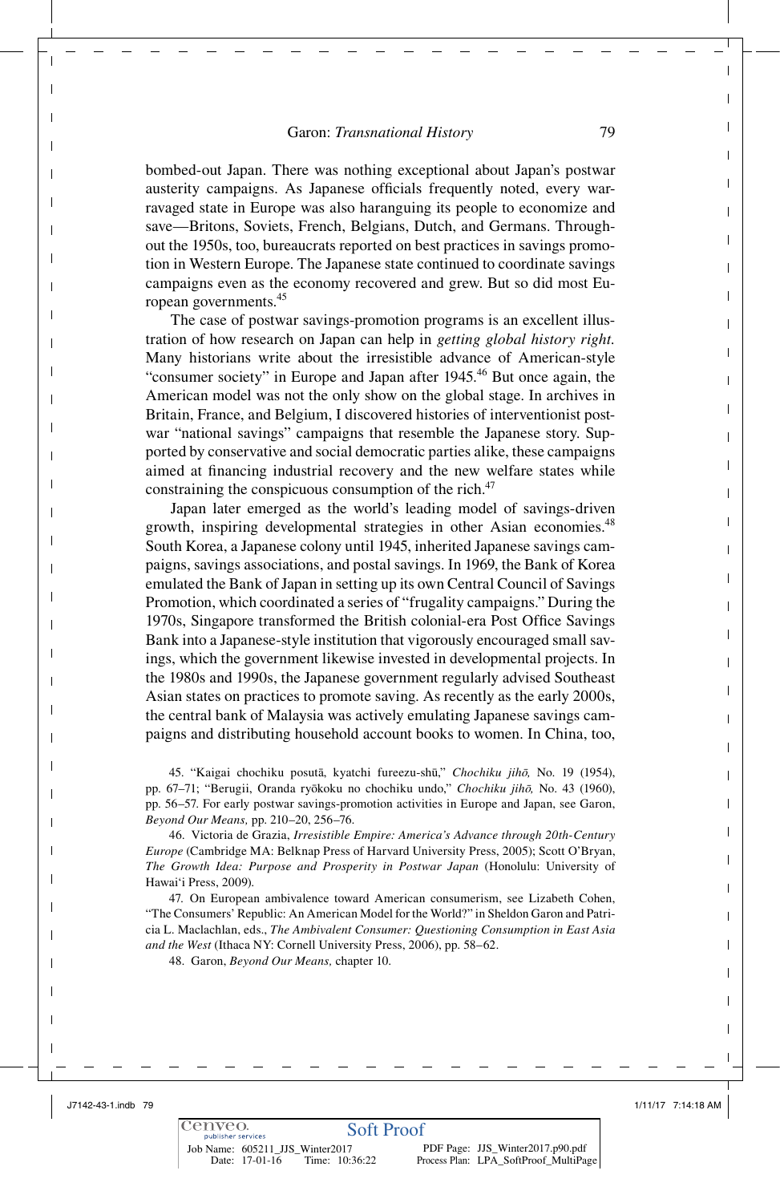bombed-out Japan. There was nothing exceptional about Japan's postwar austerity campaigns. As Japanese officials frequently noted, every war-ravaged state in Europe was also haranguing its people to economize and save—Britons, Soviets, French, Belgians, Dutch, and Germans. Throughout the 1950s, too, bureaucrats reported on best practices in savings promotion in Western Europe. The Japanese state continued to coordinate savings campaigns even as the economy recovered and grew. But so did most European governments.[45]

The case of postwar savings-promotion programs is an excellent illustration of how research on Japan can help in *getting global history right*. Many historians write about the irresistible advance of American-style "consumer society" in Europe and Japan after 1945.[46] But once again, the American model was not the only show on the global stage. In archives in Britain, France, and Belgium, I discovered histories of interventionist postwar "national savings" campaigns that resemble the Japanese story. Supported by conservative and social democratic parties alike, these campaigns aimed at financing industrial recovery and the new welfare states while constraining the conspicuous consumption of the rich.[47]

Japan later emerged as the world's leading model of savings-driven growth, inspiring developmental strategies in other Asian economies.[48] South Korea, a Japanese colony until 1945, inherited Japanese savings campaigns, savings associations, and postal savings. In 1969, the Bank of Korea emulated the Bank of Japan in setting up its own Central Council of Savings Promotion, which coordinated a series of "frugality campaigns." During the 1970s, Singapore transformed the British colonial-era Post Office Savings Bank into a Japanese-style institution that vigorously encouraged small savings, which the government likewise invested in developmental projects. In the 1980s and 1990s, the Japanese government regularly advised Southeast Asian states on practices to promote saving. As recently as the early 2000s, the central bank of Malaysia was actively emulating Japanese savings campaigns and distributing household account books to women. In China, too,

45. "Kaigai chochiku posutā, kyatchi fureezu-shū," *Chochiku jihō,* No. 19 (1954), pp. 67–71; "Berugii, Oranda ryōkoku no chochiku undo," *Chochiku jihō,* No. 43 (1960), pp. 56–57. For early postwar savings-promotion activities in Europe and Japan, see Garon, *Beyond Our Means,* pp. 210–20, 256–76.

46. Victoria de Grazia, *Irresistible Empire: America's Advance through 20th-Century Europe* (Cambridge MA: Belknap Press of Harvard University Press, 2005); Scott O'Bryan, *The Growth Idea: Purpose and Prosperity in Postwar Japan* (Honolulu: University of Hawai'i Press, 2009).

47. On European ambivalence toward American consumerism, see Lizabeth Cohen, "The Consumers' Republic: An American Model for the World?" in Sheldon Garon and Patricia L. Maclachlan, eds., *The Ambivalent Consumer: Questioning Consumption in East Asia and the West* (Ithaca NY: Cornell University Press, 2006), pp. 58–62.

48. Garon, *Beyond Our Means,* chapter 10.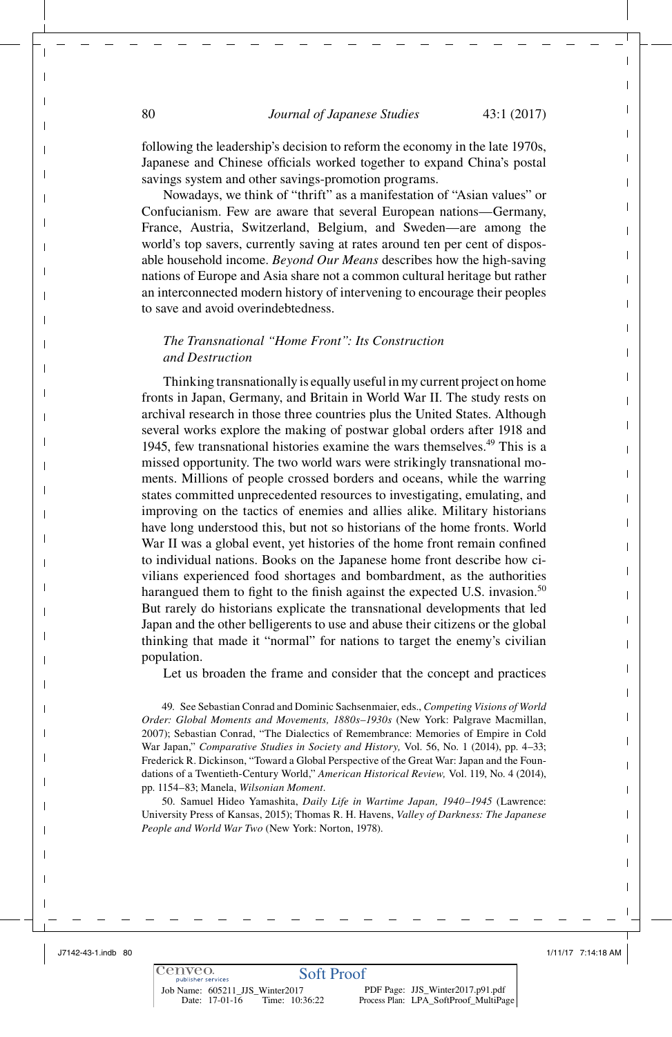following the leadership's decision to reform the economy in the late 1970s, Japanese and Chinese officials worked together to expand China's postal savings system and other savings-promotion programs.

Nowadays, we think of "thrift" as a manifestation of "Asian values" or Confucianism. Few are aware that several European nations—Germany, France, Austria, Switzerland, Belgium, and Sweden—are among the world's top savers, currently saving at rates around ten per cent of disposable household income. *Beyond Our Means* describes how the high-saving nations of Europe and Asia share not a common cultural heritage but rather an interconnected modern history of intervening to encourage their peoples to save and avoid overindebtedness.

### *The Transnational "Home Front": Its Construction and Destruction*

Thinking transnationally is equally useful in my current project on home fronts in Japan, Germany, and Britain in World War II. The study rests on archival research in those three countries plus the United States. Although several works explore the making of postwar global orders after 1918 and 1945, few transnational histories examine the wars themselves.[49] This is a missed opportunity. The two world wars were strikingly transnational moments. Millions of people crossed borders and oceans, while the warring states committed unprecedented resources to investigating, emulating, and improving on the tactics of enemies and allies alike. Military historians have long understood this, but not so historians of the home fronts. World War II was a global event, yet histories of the home front remain confined to individual nations. Books on the Japanese home front describe how civilians experienced food shortages and bombardment, as the authorities harangued them to fight to the finish against the expected U.S. invasion.[50] But rarely do historians explicate the transnational developments that led Japan and the other belligerents to use and abuse their citizens or the global thinking that made it "normal" for nations to target the enemy's civilian population.

Let us broaden the frame and consider that the concept and practices

49. See Sebastian Conrad and Dominic Sachsenmaier, eds., *Competing Visions of World Order: Global Moments and Movements, 1880s–1930s* (New York: Palgrave Macmillan, 2007); Sebastian Conrad, "The Dialectics of Remembrance: Memories of Empire in Cold War Japan," *Comparative Studies in Society and History,* Vol. 56, No. 1 (2014), pp. 4–33; Frederick R. Dickinson, "Toward a Global Perspective of the Great War: Japan and the Foundations of a Twentieth-Century World," *American Historical Review,* Vol. 119, No. 4 (2014), pp. 1154–83; Manela, *Wilsonian Moment*.

50. Samuel Hideo Yamashita, *Daily Life in Wartime Japan, 1940–1945* (Lawrence: University Press of Kansas, 2015); Thomas R. H. Havens, *Valley of Darkness: The Japanese People and World War Two* (New York: Norton, 1978).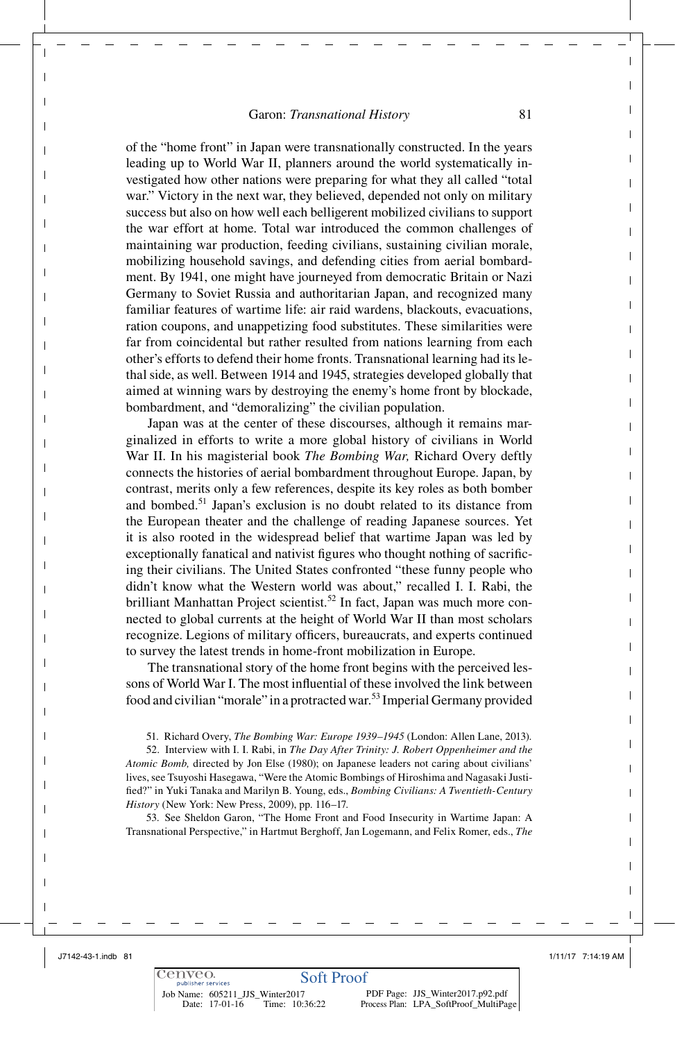of the "home front" in Japan were transnationally constructed. In the years leading up to World War II, planners around the world systematically investigated how other nations were preparing for what they all called "total war." Victory in the next war, they believed, depended not only on military success but also on how well each belligerent mobilized civilians to support the war effort at home. Total war introduced the common challenges of maintaining war production, feeding civilians, sustaining civilian morale, mobilizing household savings, and defending cities from aerial bombardment. By 1941, one might have journeyed from democratic Britain or Nazi Germany to Soviet Russia and authoritarian Japan, and recognized many familiar features of wartime life: air raid wardens, blackouts, evacuations, ration coupons, and unappetizing food substitutes. These similarities were far from coincidental but rather resulted from nations learning from each other's efforts to defend their home fronts. Transnational learning had its lethal side, as well. Between 1914 and 1945, strategies developed globally that aimed at winning wars by destroying the enemy's home front by blockade, bombardment, and "demoralizing" the civilian population.

Japan was at the center of these discourses, although it remains marginalized in efforts to write a more global history of civilians in World War II. In his magisterial book *The Bombing War,* Richard Overy deftly connects the histories of aerial bombardment throughout Europe. Japan, by contrast, merits only a few references, despite its key roles as both bomber and bombed.[51] Japan's exclusion is no doubt related to its distance from the European theater and the challenge of reading Japanese sources. Yet it is also rooted in the widespread belief that wartime Japan was led by exceptionally fanatical and nativist figures who thought nothing of sacrificing their civilians. The United States confronted "these funny people who didn't know what the Western world was about," recalled I. I. Rabi, the brilliant Manhattan Project scientist.[52] In fact, Japan was much more connected to global currents at the height of World War II than most scholars recognize. Legions of military officers, bureaucrats, and experts continued to survey the latest trends in home-front mobilization in Europe.

The transnational story of the home front begins with the perceived lessons of World War I. The most influential of these involved the link between food and civilian "morale" in a protracted war.[53] Imperial Germany provided

51. Richard Overy, *The Bombing War: Europe 1939–1945* (London: Allen Lane, 2013).

52. Interview with I. I. Rabi, in *The Day After Trinity: J. Robert Oppenheimer and the Atomic Bomb,* directed by Jon Else (1980); on Japanese leaders not caring about civilians' lives, see Tsuyoshi Hasegawa, "Were the Atomic Bombings of Hiroshima and Nagasaki Justified?" in Yuki Tanaka and Marilyn B. Young, eds., *Bombing Civilians: A Twentieth-Century History* (New York: New Press, 2009), pp. 116–17.

53. See Sheldon Garon, "The Home Front and Food Insecurity in Wartime Japan: A Transnational Perspective," in Hartmut Berghoff, Jan Logemann, and Felix Romer, eds., *The*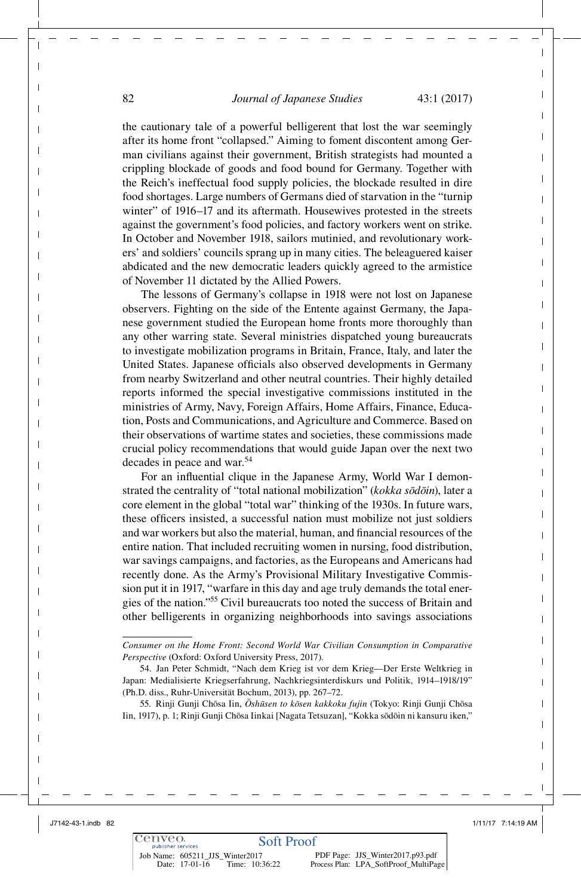the cautionary tale of a powerful belligerent that lost the war seemingly after its home front "collapsed." Aiming to foment discontent among German civilians against their government, British strategists had mounted a crippling blockade of goods and food bound for Germany. Together with the Reich's ineffectual food supply policies, the blockade resulted in dire food shortages. Large numbers of Germans died of starvation in the "turnip winter" of 1916–17 and its aftermath. Housewives protested in the streets against the government's food policies, and factory workers went on strike. In October and November 1918, sailors mutinied, and revolutionary workers' and soldiers' councils sprang up in many cities. The beleaguered kaiser abdicated and the new democratic leaders quickly agreed to the armistice of November 11 dictated by the Allied Powers.

The lessons of Germany's collapse in 1918 were not lost on Japanese observers. Fighting on the side of the Entente against Germany, the Japanese government studied the European home fronts more thoroughly than any other warring state. Several ministries dispatched young bureaucrats to investigate mobilization programs in Britain, France, Italy, and later the United States. Japanese officials also observed developments in Germany from nearby Switzerland and other neutral countries. Their highly detailed reports informed the special investigative commissions instituted in the ministries of Army, Navy, Foreign Affairs, Home Affairs, Finance, Education, Posts and Communications, and Agriculture and Commerce. Based on their observations of wartime states and societies, these commissions made crucial policy recommendations that would guide Japan over the next two decades in peace and war.[54]

For an influential clique in the Japanese Army, World War I demonstrated the centrality of "total national mobilization" (*kokka sōdōin*), later a core element in the global "total war" thinking of the 1930s. In future wars, these officers insisted, a successful nation must mobilize not just soldiers and war workers but also the material, human, and financial resources of the entire nation. That included recruiting women in nursing, food distribution, war savings campaigns, and factories, as the Europeans and Americans had recently done. As the Army's Provisional Military Investigative Commission put it in 1917, "warfare in this day and age truly demands the total energies of the nation."[55] Civil bureaucrats too noted the success of Britain and other belligerents in organizing neighborhoods into savings associations

---

*Consumer on the Home Front: Second World War Civilian Consumption in Comparative Perspective* (Oxford: Oxford University Press, 2017).

54. Jan Peter Schmidt, "Nach dem Krieg ist vor dem Krieg—Der Erste Weltkrieg in Japan: Medialisierte Kriegserfahrung, Nachkriegsinterdiskurs und Politik, 1914–1918/19" (Ph.D. diss., Ruhr-Universität Bochum, 2013), pp. 267–72.

55. Rinji Gunji Chōsa Iin, *Ōshūsen to kōsen kakkoku fujin* (Tokyo: Rinji Gunji Chōsa Iin, 1917), p. 1; Rinji Gunji Chōsa Iinkai [Nagata Tetsuzan], "Kokka sōdōin ni kansuru iken,"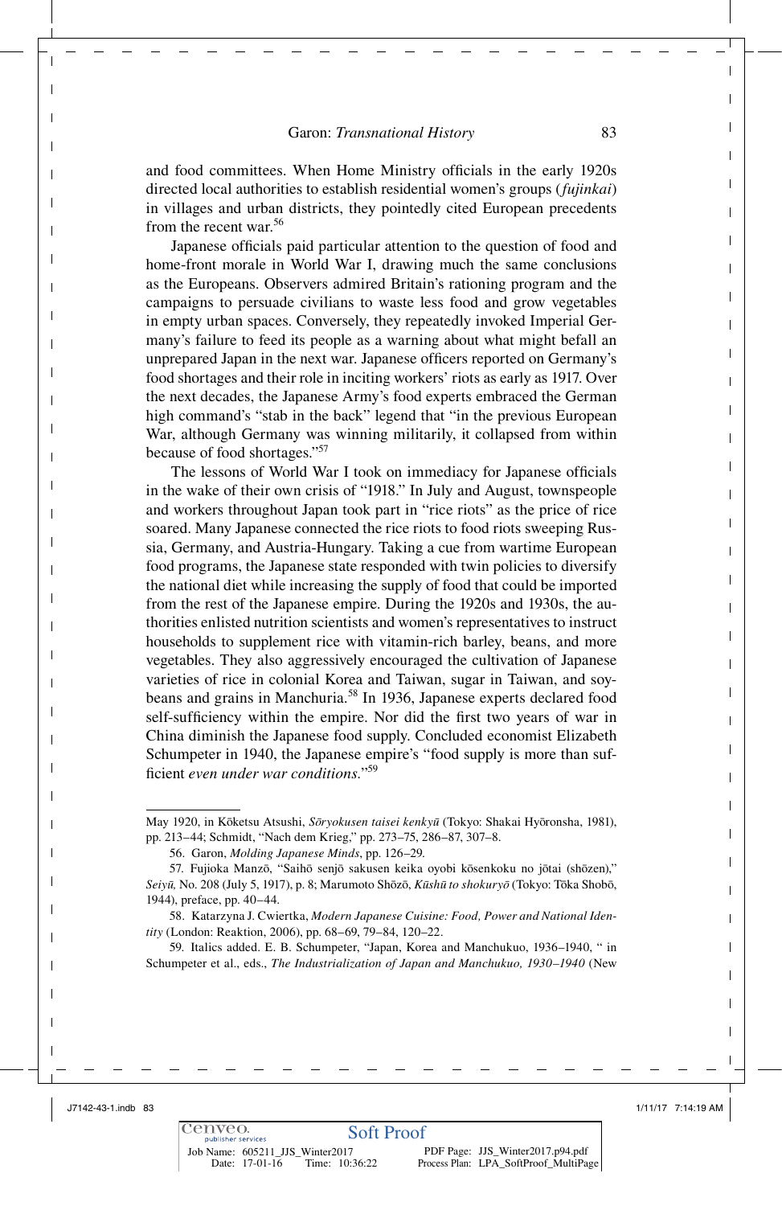and food committees. When Home Ministry officials in the early 1920s directed local authorities to establish residential women's groups (*fujinkai*) in villages and urban districts, they pointedly cited European precedents from the recent war.[56]

Japanese officials paid particular attention to the question of food and home-front morale in World War I, drawing much the same conclusions as the Europeans. Observers admired Britain's rationing program and the campaigns to persuade civilians to waste less food and grow vegetables in empty urban spaces. Conversely, they repeatedly invoked Imperial Germany's failure to feed its people as a warning about what might befall an unprepared Japan in the next war. Japanese officers reported on Germany's food shortages and their role in inciting workers' riots as early as 1917. Over the next decades, the Japanese Army's food experts embraced the German high command's "stab in the back" legend that "in the previous European War, although Germany was winning militarily, it collapsed from within because of food shortages."[57]

The lessons of World War I took on immediacy for Japanese officials in the wake of their own crisis of "1918." In July and August, townspeople and workers throughout Japan took part in "rice riots" as the price of rice soared. Many Japanese connected the rice riots to food riots sweeping Russia, Germany, and Austria-Hungary. Taking a cue from wartime European food programs, the Japanese state responded with twin policies to diversify the national diet while increasing the supply of food that could be imported from the rest of the Japanese empire. During the 1920s and 1930s, the authorities enlisted nutrition scientists and women's representatives to instruct households to supplement rice with vitamin-rich barley, beans, and more vegetables. They also aggressively encouraged the cultivation of Japanese varieties of rice in colonial Korea and Taiwan, sugar in Taiwan, and soybeans and grains in Manchuria.[58] In 1936, Japanese experts declared food self-sufficiency within the empire. Nor did the first two years of war in China diminish the Japanese food supply. Concluded economist Elizabeth Schumpeter in 1940, the Japanese empire's "food supply is more than sufficient *even under war conditions*."[59]

---

May 1920, in Kōketsu Atsushi, *Sōryokusen taisei kenkyū* (Tokyo: Shakai Hyōronsha, 1981), pp. 213–44; Schmidt, "Nach dem Krieg," pp. 273–75, 286–87, 307–8.

56. Garon, *Molding Japanese Minds*, pp. 126–29.

57. Fujioka Manzō, "Saihō senjō sakusen keika oyobi kōsenkoku no jōtai (shōzen)," *Seiyū,* No. 208 (July 5, 1917), p. 8; Marumoto Shōzō, *Kūshū to shokuryō* (Tokyo: Tōka Shobō, 1944), preface, pp. 40–44.

58. Katarzyna J. Cwiertka, *Modern Japanese Cuisine: Food, Power and National Identity* (London: Reaktion, 2006), pp. 68–69, 79–84, 120–22.

59. Italics added. E. B. Schumpeter, "Japan, Korea and Manchukuo, 1936–1940, " in Schumpeter et al., eds., *The Industrialization of Japan and Manchukuo, 1930–1940* (New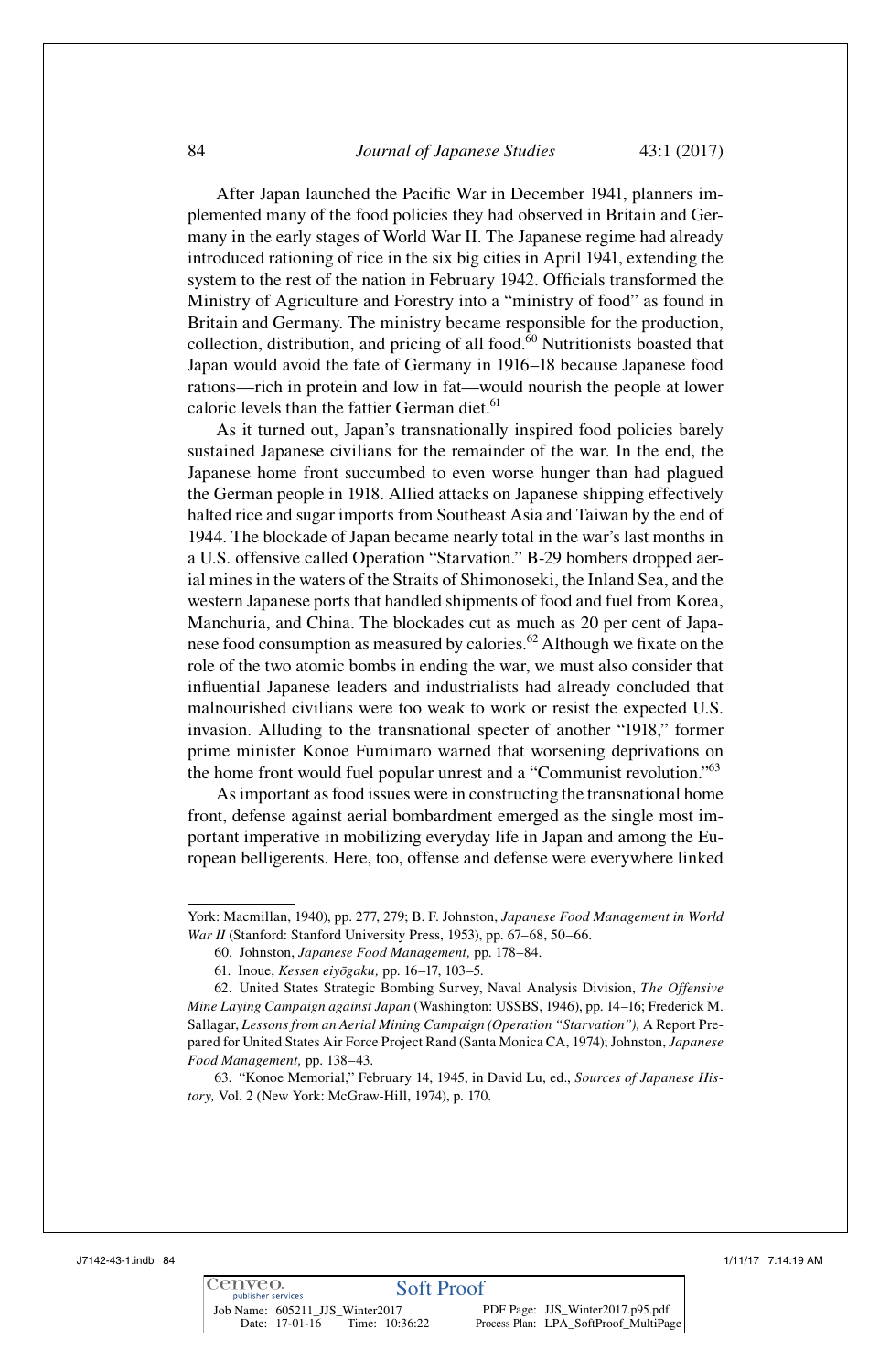After Japan launched the Pacific War in December 1941, planners implemented many of the food policies they had observed in Britain and Germany in the early stages of World War II. The Japanese regime had already introduced rationing of rice in the six big cities in April 1941, extending the system to the rest of the nation in February 1942. Officials transformed the Ministry of Agriculture and Forestry into a "ministry of food" as found in Britain and Germany. The ministry became responsible for the production, collection, distribution, and pricing of all food.[60] Nutritionists boasted that Japan would avoid the fate of Germany in 1916–18 because Japanese food rations—rich in protein and low in fat—would nourish the people at lower caloric levels than the fattier German diet.[61]

As it turned out, Japan's transnationally inspired food policies barely sustained Japanese civilians for the remainder of the war. In the end, the Japanese home front succumbed to even worse hunger than had plagued the German people in 1918. Allied attacks on Japanese shipping effectively halted rice and sugar imports from Southeast Asia and Taiwan by the end of 1944. The blockade of Japan became nearly total in the war's last months in a U.S. offensive called Operation "Starvation." B-29 bombers dropped aerial mines in the waters of the Straits of Shimonoseki, the Inland Sea, and the western Japanese ports that handled shipments of food and fuel from Korea, Manchuria, and China. The blockades cut as much as 20 per cent of Japanese food consumption as measured by calories.[62] Although we fixate on the role of the two atomic bombs in ending the war, we must also consider that influential Japanese leaders and industrialists had already concluded that malnourished civilians were too weak to work or resist the expected U.S. invasion. Alluding to the transnational specter of another "1918," former prime minister Konoe Fumimaro warned that worsening deprivations on the home front would fuel popular unrest and a "Communist revolution."[63]

As important as food issues were in constructing the transnational home front, defense against aerial bombardment emerged as the single most important imperative in mobilizing everyday life in Japan and among the European belligerents. Here, too, offense and defense were everywhere linked

---

York: Macmillan, 1940), pp. 277, 279; B. F. Johnston, *Japanese Food Management in World War II* (Stanford: Stanford University Press, 1953), pp. 67–68, 50–66.

60. Johnston, *Japanese Food Management,* pp. 178–84.

61. Inoue, *Kessen eiyōgaku,* pp. 16–17, 103–5.

62. United States Strategic Bombing Survey, Naval Analysis Division, *The Offensive Mine Laying Campaign against Japan* (Washington: USSBS, 1946), pp. 14–16; Frederick M. Sallagar, *Lessons from an Aerial Mining Campaign (Operation "Starvation"),* A Report Prepared for United States Air Force Project Rand (Santa Monica CA, 1974); Johnston, *Japanese Food Management,* pp. 138–43.

63. "Konoe Memorial," February 14, 1945, in David Lu, ed., *Sources of Japanese History,* Vol. 2 (New York: McGraw-Hill, 1974), p. 170.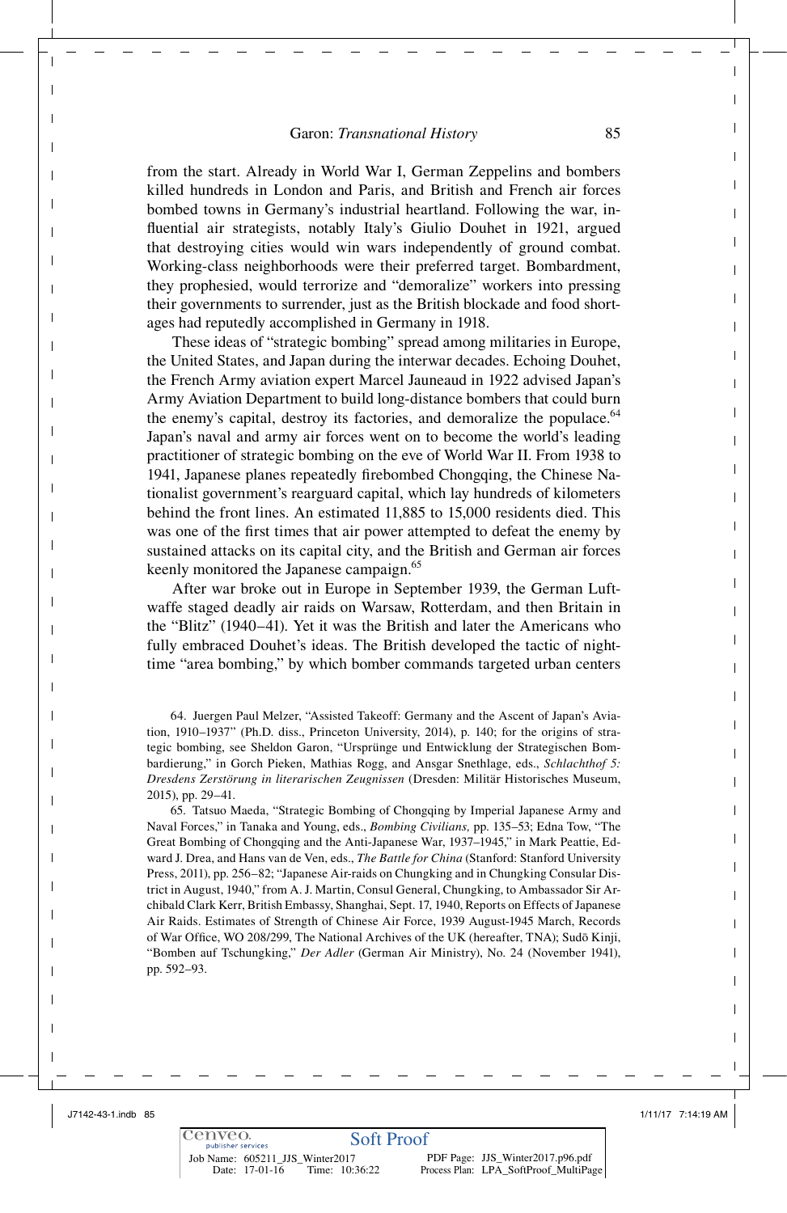from the start. Already in World War I, German Zeppelins and bombers killed hundreds in London and Paris, and British and French air forces bombed towns in Germany's industrial heartland. Following the war, influential air strategists, notably Italy's Giulio Douhet in 1921, argued that destroying cities would win wars independently of ground combat. Working-class neighborhoods were their preferred target. Bombardment, they prophesied, would terrorize and "demoralize" workers into pressing their governments to surrender, just as the British blockade and food shortages had reputedly accomplished in Germany in 1918.

These ideas of "strategic bombing" spread among militaries in Europe, the United States, and Japan during the interwar decades. Echoing Douhet, the French Army aviation expert Marcel Jauneaud in 1922 advised Japan's Army Aviation Department to build long-distance bombers that could burn the enemy's capital, destroy its factories, and demoralize the populace.[64] Japan's naval and army air forces went on to become the world's leading practitioner of strategic bombing on the eve of World War II. From 1938 to 1941, Japanese planes repeatedly firebombed Chongqing, the Chinese Nationalist government's rearguard capital, which lay hundreds of kilometers behind the front lines. An estimated 11,885 to 15,000 residents died. This was one of the first times that air power attempted to defeat the enemy by sustained attacks on its capital city, and the British and German air forces keenly monitored the Japanese campaign.[65]

After war broke out in Europe in September 1939, the German Luftwaffe staged deadly air raids on Warsaw, Rotterdam, and then Britain in the "Blitz" (1940–41). Yet it was the British and later the Americans who fully embraced Douhet's ideas. The British developed the tactic of nighttime "area bombing," by which bomber commands targeted urban centers

---

64. Juergen Paul Melzer, "Assisted Takeoff: Germany and the Ascent of Japan's Aviation, 1910–1937" (Ph.D. diss., Princeton University, 2014), p. 140; for the origins of strategic bombing, see Sheldon Garon, "Ursprünge und Entwicklung der Strategischen Bombardierung," in Gorch Pieken, Mathias Rogg, and Ansgar Snethlage, eds., *Schlachthof 5: Dresdens Zerstörung in literarischen Zeugnissen* (Dresden: Militär Historisches Museum, 2015), pp. 29–41.

65. Tatsuo Maeda, "Strategic Bombing of Chongqing by Imperial Japanese Army and Naval Forces," in Tanaka and Young, eds., *Bombing Civilians,* pp. 135–53; Edna Tow, "The Great Bombing of Chongqing and the Anti-Japanese War, 1937–1945," in Mark Peattie, Edward J. Drea, and Hans van de Ven, eds., *The Battle for China* (Stanford: Stanford University Press, 2011), pp. 256–82; "Japanese Air-raids on Chungking and in Chungking Consular District in August, 1940," from A. J. Martin, Consul General, Chungking, to Ambassador Sir Archibald Clark Kerr, British Embassy, Shanghai, Sept. 17, 1940, Reports on Effects of Japanese Air Raids. Estimates of Strength of Chinese Air Force, 1939 August-1945 March, Records of War Office, WO 208/299, The National Archives of the UK (hereafter, TNA); Sudō Kinji, "Bomben auf Tschungking," *Der Adler* (German Air Ministry), No. 24 (November 1941), pp. 592–93.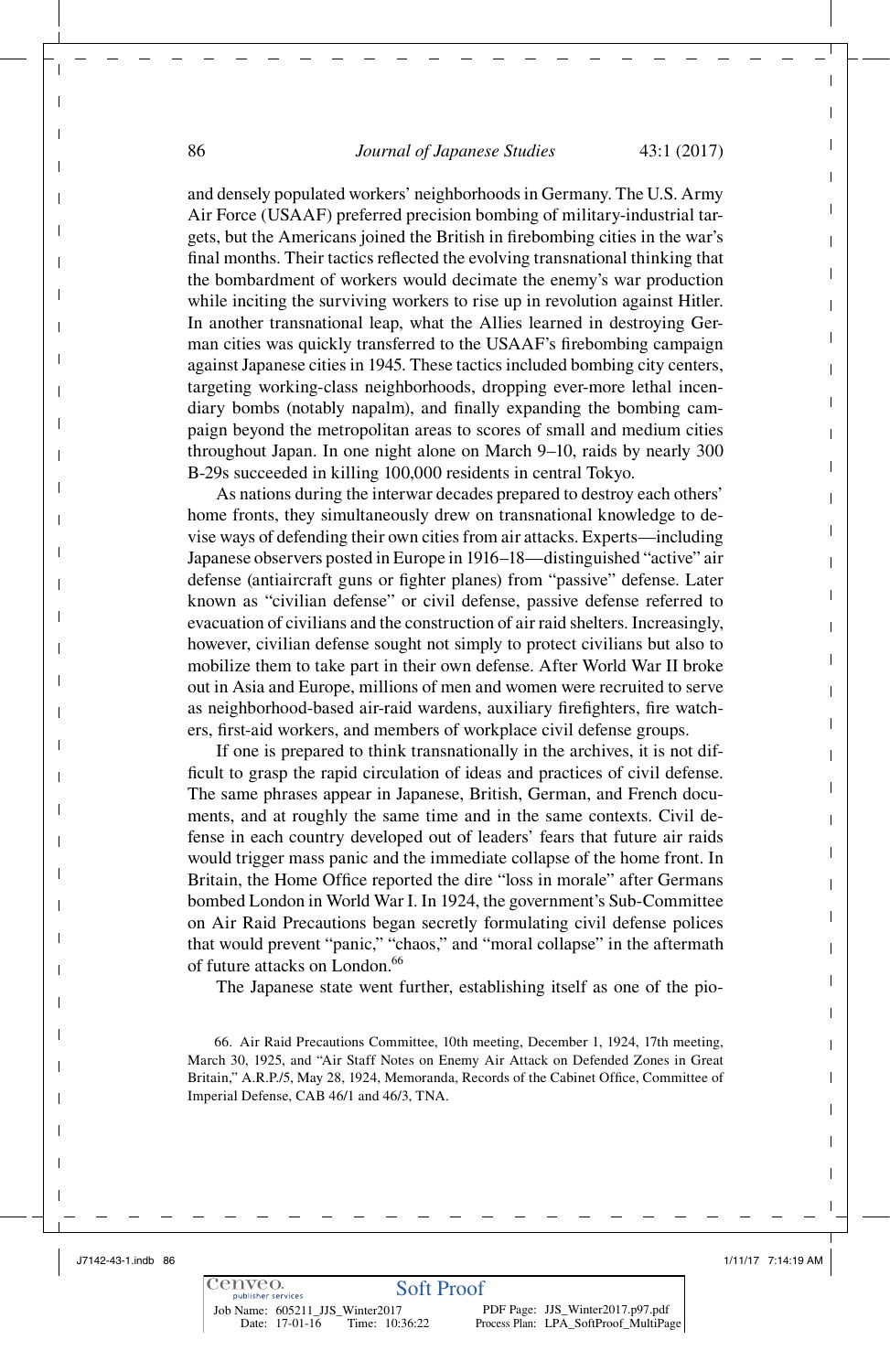and densely populated workers' neighborhoods in Germany. The U.S. Army Air Force (USAAF) preferred precision bombing of military-industrial targets, but the Americans joined the British in firebombing cities in the war's final months. Their tactics reflected the evolving transnational thinking that the bombardment of workers would decimate the enemy's war production while inciting the surviving workers to rise up in revolution against Hitler. In another transnational leap, what the Allies learned in destroying German cities was quickly transferred to the USAAF's firebombing campaign against Japanese cities in 1945. These tactics included bombing city centers, targeting working-class neighborhoods, dropping ever-more lethal incendiary bombs (notably napalm), and finally expanding the bombing campaign beyond the metropolitan areas to scores of small and medium cities throughout Japan. In one night alone on March 9–10, raids by nearly 300 B-29s succeeded in killing 100,000 residents in central Tokyo.

As nations during the interwar decades prepared to destroy each others' home fronts, they simultaneously drew on transnational knowledge to devise ways of defending their own cities from air attacks. Experts—including Japanese observers posted in Europe in 1916–18—distinguished "active" air defense (antiaircraft guns or fighter planes) from "passive" defense. Later known as "civilian defense" or civil defense, passive defense referred to evacuation of civilians and the construction of air raid shelters. Increasingly, however, civilian defense sought not simply to protect civilians but also to mobilize them to take part in their own defense. After World War II broke out in Asia and Europe, millions of men and women were recruited to serve as neighborhood-based air-raid wardens, auxiliary firefighters, fire watchers, first-aid workers, and members of workplace civil defense groups.

If one is prepared to think transnationally in the archives, it is not difficult to grasp the rapid circulation of ideas and practices of civil defense. The same phrases appear in Japanese, British, German, and French documents, and at roughly the same time and in the same contexts. Civil defense in each country developed out of leaders' fears that future air raids would trigger mass panic and the immediate collapse of the home front. In Britain, the Home Office reported the dire "loss in morale" after Germans bombed London in World War I. In 1924, the government's Sub-Committee on Air Raid Precautions began secretly formulating civil defense polices that would prevent "panic," "chaos," and "moral collapse" in the aftermath of future attacks on London.[66]

The Japanese state went further, establishing itself as one of the pio-

66. Air Raid Precautions Committee, 10th meeting, December 1, 1924, 17th meeting, March 30, 1925, and "Air Staff Notes on Enemy Air Attack on Defended Zones in Great Britain," A.R.P./5, May 28, 1924, Memoranda, Records of the Cabinet Office, Committee of Imperial Defense, CAB 46/1 and 46/3, TNA.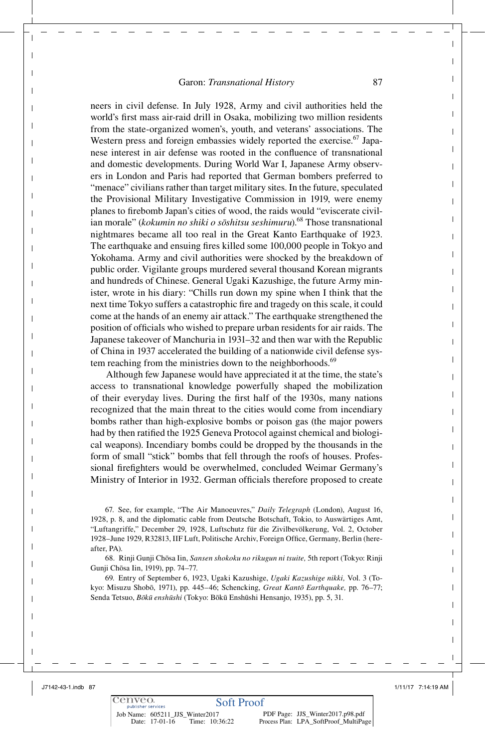neers in civil defense. In July 1928, Army and civil authorities held the world's first mass air-raid drill in Osaka, mobilizing two million residents from the state-organized women's, youth, and veterans' associations. The Western press and foreign embassies widely reported the exercise.[67] Japanese interest in air defense was rooted in the confluence of transnational and domestic developments. During World War I, Japanese Army observers in London and Paris had reported that German bombers preferred to "menace" civilians rather than target military sites. In the future, speculated the Provisional Military Investigative Commission in 1919, were enemy planes to firebomb Japan's cities of wood, the raids would "eviscerate civilian morale" (*kokumin no shiki o sōshitsu seshimuru*).[68] Those transnational nightmares became all too real in the Great Kanto Earthquake of 1923. The earthquake and ensuing fires killed some 100,000 people in Tokyo and Yokohama. Army and civil authorities were shocked by the breakdown of public order. Vigilante groups murdered several thousand Korean migrants and hundreds of Chinese. General Ugaki Kazushige, the future Army minister, wrote in his diary: "Chills run down my spine when I think that the next time Tokyo suffers a catastrophic fire and tragedy on this scale, it could come at the hands of an enemy air attack." The earthquake strengthened the position of officials who wished to prepare urban residents for air raids. The Japanese takeover of Manchuria in 1931–32 and then war with the Republic of China in 1937 accelerated the building of a nationwide civil defense system reaching from the ministries down to the neighborhoods.[69]

Although few Japanese would have appreciated it at the time, the state's access to transnational knowledge powerfully shaped the mobilization of their everyday lives. During the first half of the 1930s, many nations recognized that the main threat to the cities would come from incendiary bombs rather than high-explosive bombs or poison gas (the major powers had by then ratified the 1925 Geneva Protocol against chemical and biological weapons). Incendiary bombs could be dropped by the thousands in the form of small "stick" bombs that fell through the roofs of houses. Professional firefighters would be overwhelmed, concluded Weimar Germany's Ministry of Interior in 1932. German officials therefore proposed to create

67. See, for example, "The Air Manoeuvres," *Daily Telegraph* (London), August 16, 1928, p. 8, and the diplomatic cable from Deutsche Botschaft, Tokio, to Auswärtiges Amt, "Luftangriffe," December 29, 1928, Luftschutz für die Zivilbevölkerung, Vol. 2, October 1928–June 1929, R32813, IIF Luft, Politische Archiv, Foreign Office, Germany, Berlin (hereafter, PA).

68. Rinji Gunji Chōsa Iin, *Sansen shokoku no rikugun ni tsuite,* 5th report (Tokyo: Rinji Gunji Chōsa Iin, 1919), pp. 74–77.

69. Entry of September 6, 1923, Ugaki Kazushige, *Ugaki Kazushige nikki,* Vol. 3 (Tokyo: Misuzu Shobō, 1971), pp. 445–46; Schencking, *Great Kantō Earthquake,* pp. 76–77; Senda Tetsuo, *Bōkū enshūshi* (Tokyo: Bōkū Enshūshi Hensanjo, 1935), pp. 5, 31.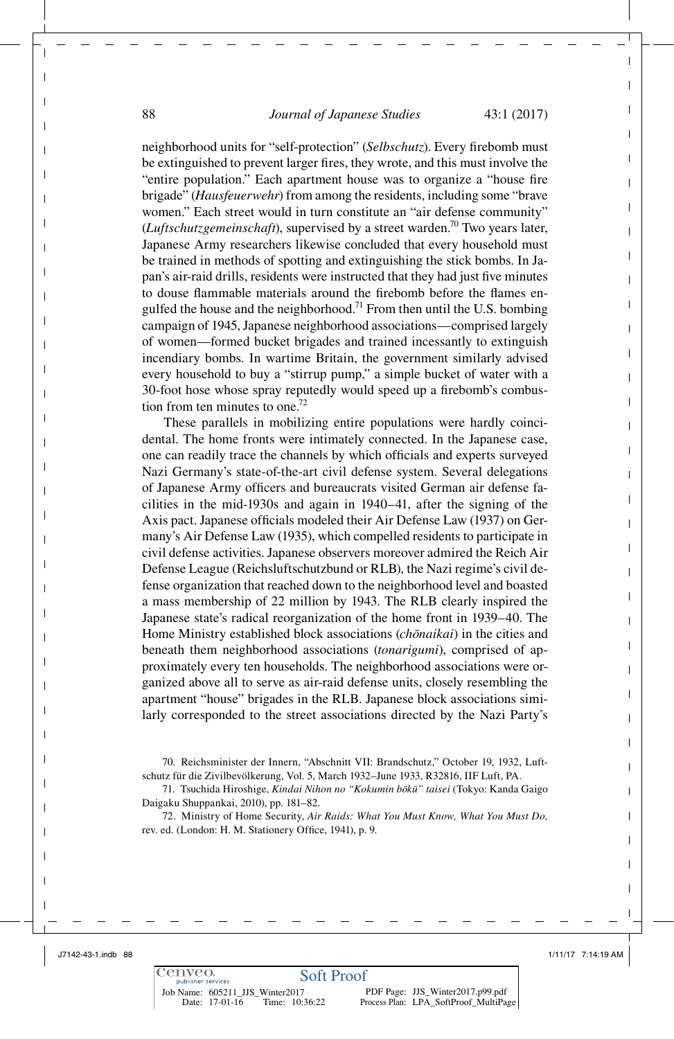neighborhood units for "self-protection" (*Selbschutz*). Every firebomb must be extinguished to prevent larger fires, they wrote, and this must involve the "entire population." Each apartment house was to organize a "house fire brigade" (*Hausfeuerwehr*) from among the residents, including some "brave women." Each street would in turn constitute an "air defense community" (*Luftschutzgemeinschaft*), supervised by a street warden.[70] Two years later, Japanese Army researchers likewise concluded that every household must be trained in methods of spotting and extinguishing the stick bombs. In Japan's air-raid drills, residents were instructed that they had just five minutes to douse flammable materials around the firebomb before the flames engulfed the house and the neighborhood.[71] From then until the U.S. bombing campaign of 1945, Japanese neighborhood associations—comprised largely of women—formed bucket brigades and trained incessantly to extinguish incendiary bombs. In wartime Britain, the government similarly advised every household to buy a "stirrup pump," a simple bucket of water with a 30-foot hose whose spray reputedly would speed up a firebomb's combustion from ten minutes to one.[72]

These parallels in mobilizing entire populations were hardly coincidental. The home fronts were intimately connected. In the Japanese case, one can readily trace the channels by which officials and experts surveyed Nazi Germany's state-of-the-art civil defense system. Several delegations of Japanese Army officers and bureaucrats visited German air defense facilities in the mid-1930s and again in 1940–41, after the signing of the Axis pact. Japanese officials modeled their Air Defense Law (1937) on Germany's Air Defense Law (1935), which compelled residents to participate in civil defense activities. Japanese observers moreover admired the Reich Air Defense League (Reichsluftschutzbund or RLB), the Nazi regime's civil defense organization that reached down to the neighborhood level and boasted a mass membership of 22 million by 1943. The RLB clearly inspired the Japanese state's radical reorganization of the home front in 1939–40. The Home Ministry established block associations (*chōnaikai*) in the cities and beneath them neighborhood associations (*tonarigumi*), comprised of approximately every ten households. The neighborhood associations were organized above all to serve as air-raid defense units, closely resembling the apartment "house" brigades in the RLB. Japanese block associations similarly corresponded to the street associations directed by the Nazi Party's

70. Reichsminister der Innern, "Abschnitt VII: Brandschutz," October 19, 1932, Luftschutz für die Zivilbevölkerung, Vol. 5, March 1932–June 1933, R32816, IIF Luft, PA.

71. Tsuchida Hiroshige, *Kindai Nihon no "Kokumin bōkū" taisei* (Tokyo: Kanda Gaigo Daigaku Shuppankai, 2010), pp. 181–82.

72. Ministry of Home Security, *Air Raids: What You Must Know, What You Must Do,* rev. ed. (London: H. M. Stationery Office, 1941), p. 9.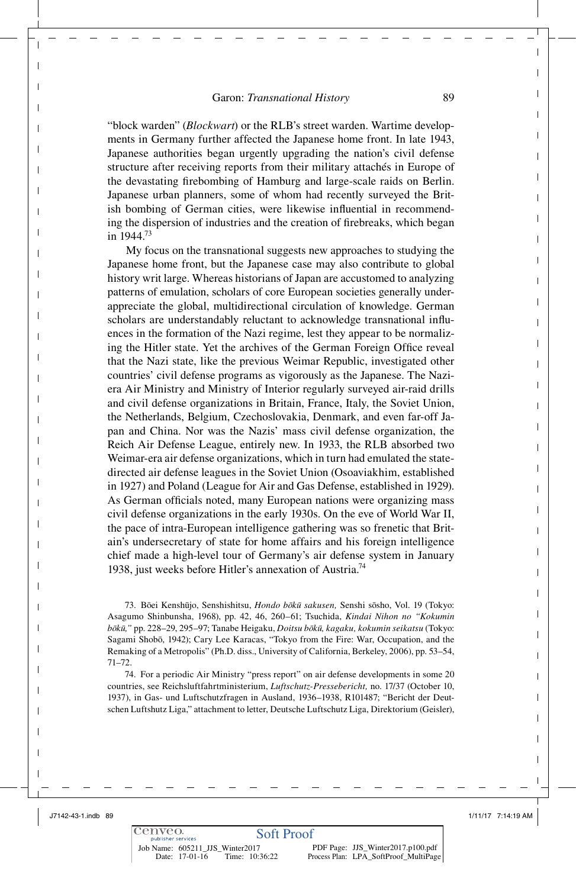"block warden" (*Blockwart*) or the RLB's street warden. Wartime developments in Germany further affected the Japanese home front. In late 1943, Japanese authorities began urgently upgrading the nation's civil defense structure after receiving reports from their military attachés in Europe of the devastating firebombing of Hamburg and large-scale raids on Berlin. Japanese urban planners, some of whom had recently surveyed the British bombing of German cities, were likewise influential in recommending the dispersion of industries and the creation of firebreaks, which began in 1944.[73]

My focus on the transnational suggests new approaches to studying the Japanese home front, but the Japanese case may also contribute to global history writ large. Whereas historians of Japan are accustomed to analyzing patterns of emulation, scholars of core European societies generally underappreciate the global, multidirectional circulation of knowledge. German scholars are understandably reluctant to acknowledge transnational influences in the formation of the Nazi regime, lest they appear to be normalizing the Hitler state. Yet the archives of the German Foreign Office reveal that the Nazi state, like the previous Weimar Republic, investigated other countries' civil defense programs as vigorously as the Japanese. The Nazi-era Air Ministry and Ministry of Interior regularly surveyed air-raid drills and civil defense organizations in Britain, France, Italy, the Soviet Union, the Netherlands, Belgium, Czechoslovakia, Denmark, and even far-off Japan and China. Nor was the Nazis' mass civil defense organization, the Reich Air Defense League, entirely new. In 1933, the RLB absorbed two Weimar-era air defense organizations, which in turn had emulated the state-directed air defense leagues in the Soviet Union (Osoaviakhim, established in 1927) and Poland (League for Air and Gas Defense, established in 1929). As German officials noted, many European nations were organizing mass civil defense organizations in the early 1930s. On the eve of World War II, the pace of intra-European intelligence gathering was so frenetic that Britain's undersecretary of state for home affairs and his foreign intelligence chief made a high-level tour of Germany's air defense system in January 1938, just weeks before Hitler's annexation of Austria.[74]

73. Bōei Kenshūjo, Senshishitsu, *Hondo bōkū sakusen,* Senshi sōsho, Vol. 19 (Tokyo: Asagumo Shinbunsha, 1968), pp. 42, 46, 260–61; Tsuchida, *Kindai Nihon no "Kokumin bōkū,"* pp. 228–29, 295–97; Tanabe Heigaku, *Doitsu bōkū, kagaku, kokumin seikatsu* (Tokyo: Sagami Shobō, 1942); Cary Lee Karacas, "Tokyo from the Fire: War, Occupation, and the Remaking of a Metropolis" (Ph.D. diss., University of California, Berkeley, 2006), pp. 53–54, 71–72.

74. For a periodic Air Ministry "press report" on air defense developments in some 20 countries, see Reichsluftfahrtministerium, *Luftschutz-Pressebericht,* no. 17/37 (October 10, 1937), in Gas- und Luftschutzfragen in Ausland, 1936–1938, R101487; "Bericht der Deutschen Luftshutz Liga," attachment to letter, Deutsche Luftschutz Liga, Direktorium (Geisler),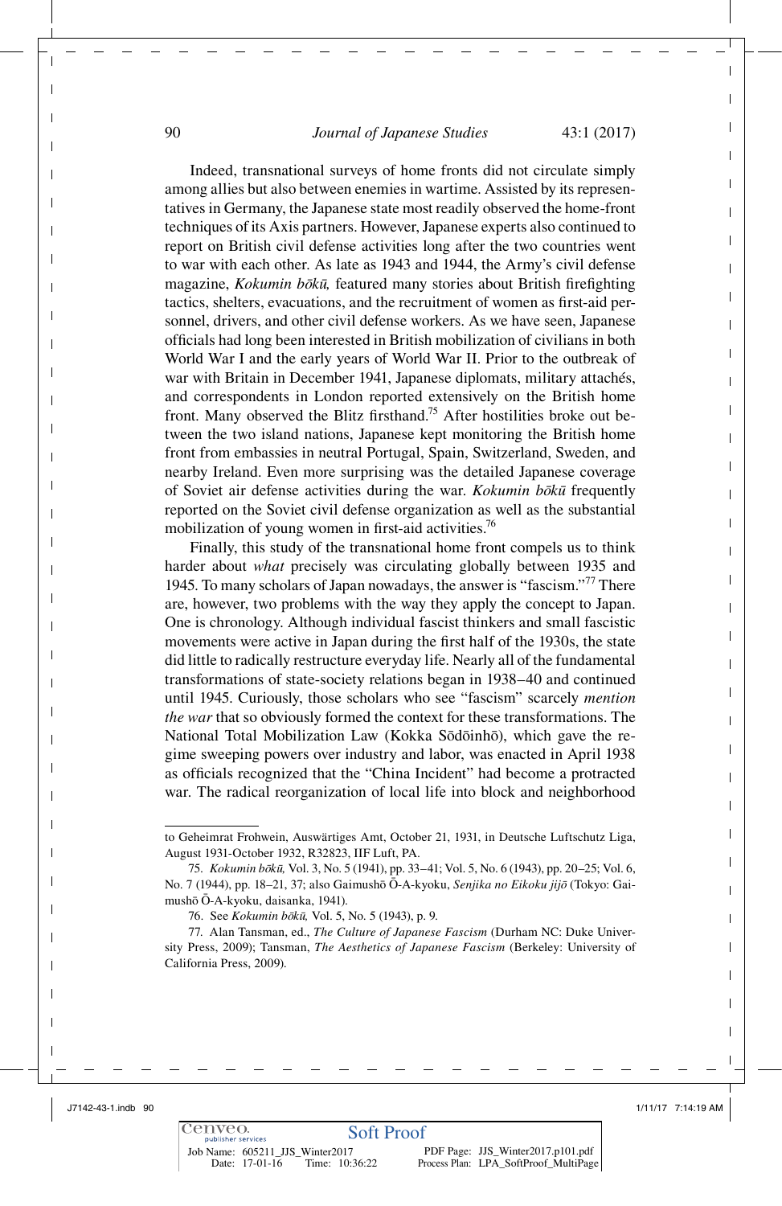Indeed, transnational surveys of home fronts did not circulate simply among allies but also between enemies in wartime. Assisted by its representatives in Germany, the Japanese state most readily observed the home-front techniques of its Axis partners. However, Japanese experts also continued to report on British civil defense activities long after the two countries went to war with each other. As late as 1943 and 1944, the Army's civil defense magazine, *Kokumin bōkū,* featured many stories about British firefighting tactics, shelters, evacuations, and the recruitment of women as first-aid personnel, drivers, and other civil defense workers. As we have seen, Japanese officials had long been interested in British mobilization of civilians in both World War I and the early years of World War II. Prior to the outbreak of war with Britain in December 1941, Japanese diplomats, military attachés, and correspondents in London reported extensively on the British home front. Many observed the Blitz firsthand.[75] After hostilities broke out between the two island nations, Japanese kept monitoring the British home front from embassies in neutral Portugal, Spain, Switzerland, Sweden, and nearby Ireland. Even more surprising was the detailed Japanese coverage of Soviet air defense activities during the war. *Kokumin bōkū* frequently reported on the Soviet civil defense organization as well as the substantial mobilization of young women in first-aid activities.[76]

Finally, this study of the transnational home front compels us to think harder about *what* precisely was circulating globally between 1935 and 1945. To many scholars of Japan nowadays, the answer is "fascism."[77] There are, however, two problems with the way they apply the concept to Japan. One is chronology. Although individual fascist thinkers and small fascistic movements were active in Japan during the first half of the 1930s, the state did little to radically restructure everyday life. Nearly all of the fundamental transformations of state-society relations began in 1938–40 and continued until 1945. Curiously, those scholars who see "fascism" scarcely *mention the war* that so obviously formed the context for these transformations. The National Total Mobilization Law (Kokka Sōdōinhō), which gave the regime sweeping powers over industry and labor, was enacted in April 1938 as officials recognized that the "China Incident" had become a protracted war. The radical reorganization of local life into block and neighborhood

---

to Geheimrat Frohwein, Auswärtiges Amt, October 21, 1931, in Deutsche Luftschutz Liga, August 1931-October 1932, R32823, IIF Luft, PA.

75. *Kokumin bōkū,* Vol. 3, No. 5 (1941), pp. 33–41; Vol. 5, No. 6 (1943), pp. 20–25; Vol. 6, No. 7 (1944), pp. 18–21, 37; also Gaimushō Ō-A-kyoku, *Senjika no Eikoku jijō* (Tokyo: Gaimushō Ō-A-kyoku, daisanka, 1941).

76. See *Kokumin bōkū,* Vol. 5, No. 5 (1943), p. 9.

77. Alan Tansman, ed., *The Culture of Japanese Fascism* (Durham NC: Duke University Press, 2009); Tansman, *The Aesthetics of Japanese Fascism* (Berkeley: University of California Press, 2009).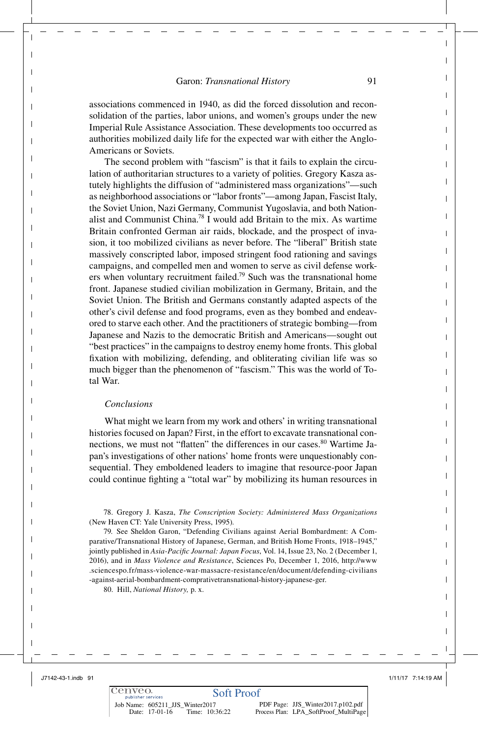associations commenced in 1940, as did the forced dissolution and reconsolidation of the parties, labor unions, and women's groups under the new Imperial Rule Assistance Association. These developments too occurred as authorities mobilized daily life for the expected war with either the Anglo-Americans or Soviets.

The second problem with "fascism" is that it fails to explain the circulation of authoritarian structures to a variety of polities. Gregory Kasza astutely highlights the diffusion of "administered mass organizations"—such as neighborhood associations or "labor fronts"—among Japan, Fascist Italy, the Soviet Union, Nazi Germany, Communist Yugoslavia, and both Nationalist and Communist China.[78] I would add Britain to the mix. As wartime Britain confronted German air raids, blockade, and the prospect of invasion, it too mobilized civilians as never before. The "liberal" British state massively conscripted labor, imposed stringent food rationing and savings campaigns, and compelled men and women to serve as civil defense workers when voluntary recruitment failed.[79] Such was the transnational home front. Japanese studied civilian mobilization in Germany, Britain, and the Soviet Union. The British and Germans constantly adapted aspects of the other's civil defense and food programs, even as they bombed and endeavored to starve each other. And the practitioners of strategic bombing—from Japanese and Nazis to the democratic British and Americans—sought out "best practices" in the campaigns to destroy enemy home fronts. This global fixation with mobilizing, defending, and obliterating civilian life was so much bigger than the phenomenon of "fascism." This was the world of Total War.

## *Conclusions*

What might we learn from my work and others' in writing transnational histories focused on Japan? First, in the effort to excavate transnational connections, we must not "flatten" the differences in our cases.[80] Wartime Japan's investigations of other nations' home fronts were unquestionably consequential. They emboldened leaders to imagine that resource-poor Japan could continue fighting a "total war" by mobilizing its human resources in

78. Gregory J. Kasza, *The Conscription Society: Administered Mass Organizations* (New Haven CT: Yale University Press, 1995).

79. See Sheldon Garon, "Defending Civilians against Aerial Bombardment: A Comparative/Transnational History of Japanese, German, and British Home Fronts, 1918–1945," jointly published in *Asia-Pacific Journal: Japan Focus*, Vol. 14, Issue 23, No. 2 (December 1, 2016), and in *Mass Violence and Resistance*, Sciences Po, December 1, 2016, http://www.sciencespo.fr/mass-violence-war-massacre-resistance/en/document/defending-civilians-against-aerial-bombardment-comprativetransnational-history-japanese-ger.

80. Hill, *National History,* p. x.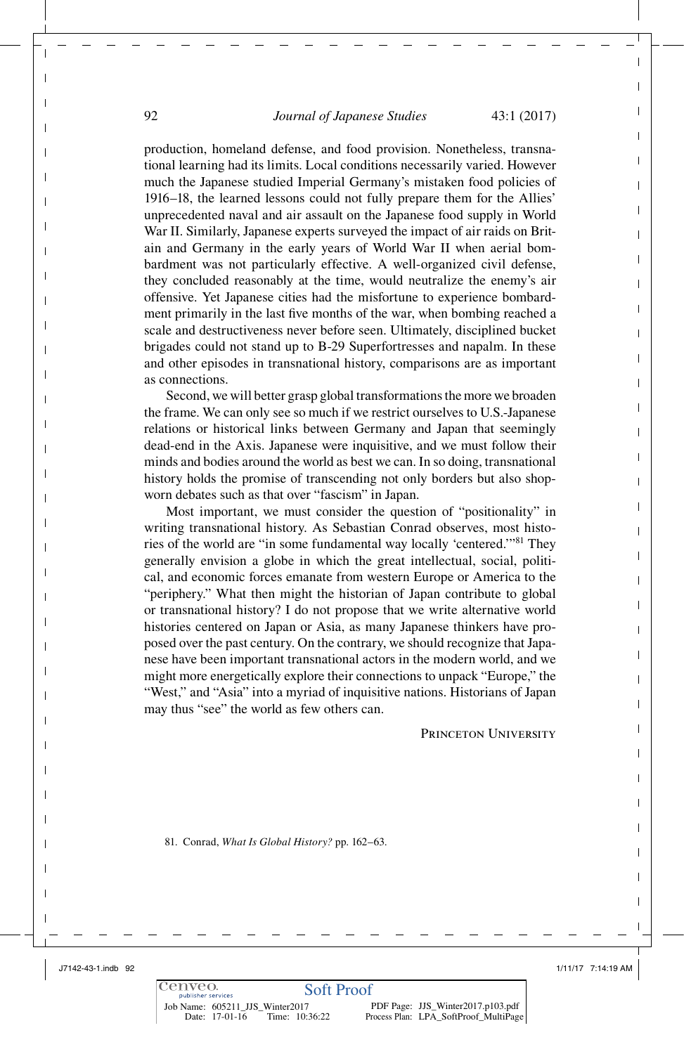production, homeland defense, and food provision. Nonetheless, transnational learning had its limits. Local conditions necessarily varied. However much the Japanese studied Imperial Germany's mistaken food policies of 1916–18, the learned lessons could not fully prepare them for the Allies' unprecedented naval and air assault on the Japanese food supply in World War II. Similarly, Japanese experts surveyed the impact of air raids on Britain and Germany in the early years of World War II when aerial bombardment was not particularly effective. A well-organized civil defense, they concluded reasonably at the time, would neutralize the enemy's air offensive. Yet Japanese cities had the misfortune to experience bombardment primarily in the last five months of the war, when bombing reached a scale and destructiveness never before seen. Ultimately, disciplined bucket brigades could not stand up to B-29 Superfortresses and napalm. In these and other episodes in transnational history, comparisons are as important as connections.

Second, we will better grasp global transformations the more we broaden the frame. We can only see so much if we restrict ourselves to U.S.-Japanese relations or historical links between Germany and Japan that seemingly dead-end in the Axis. Japanese were inquisitive, and we must follow their minds and bodies around the world as best we can. In so doing, transnational history holds the promise of transcending not only borders but also shopworn debates such as that over "fascism" in Japan.

Most important, we must consider the question of "positionality" in writing transnational history. As Sebastian Conrad observes, most histories of the world are "in some fundamental way locally 'centered.'"[81] They generally envision a globe in which the great intellectual, social, political, and economic forces emanate from western Europe or America to the "periphery." What then might the historian of Japan contribute to global or transnational history? I do not propose that we write alternative world histories centered on Japan or Asia, as many Japanese thinkers have proposed over the past century. On the contrary, we should recognize that Japanese have been important transnational actors in the modern world, and we might more energetically explore their connections to unpack "Europe," the "West," and "Asia" into a myriad of inquisitive nations. Historians of Japan may thus "see" the world as few others can.

Princeton University

81. Conrad, *What Is Global History?* pp. 162–63.